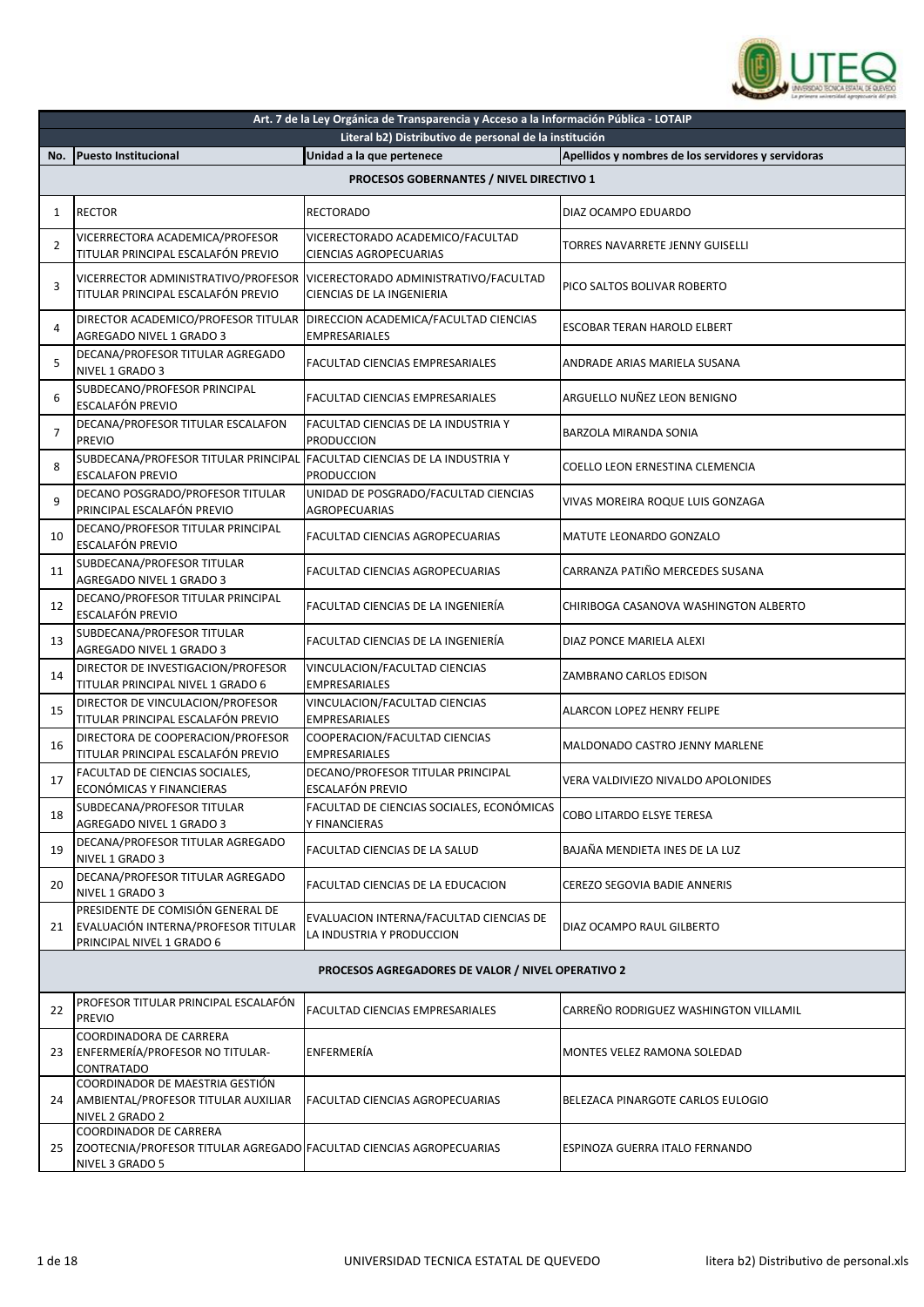| Art. 7 de la Ley Orgánica de Transparencia y Acceso a la Información Pública - LOTAIP | | | |
|---|---|---|---|
| Literal b2) Distributivo de personal de la institución | | | |
| No. | Puesto Institucional | Unidad a la que pertenece | Apellidos y nombres de los servidores y servidoras |
| PROCESOS GOBERNANTES / NIVEL DIRECTIVO 1 | | | |
| 1 | RECTOR | RECTORADO | DIAZ OCAMPO EDUARDO |
| 2 | VICERRECTORA ACADEMICA/PROFESOR TITULAR PRINCIPAL ESCALAFÓN PREVIO | VICERECTORADO ACADEMICO/FACULTAD CIENCIAS AGROPECUARIAS | TORRES NAVARRETE JENNY GUISELLI |
| 3 | VICERRECTOR ADMINISTRATIVO/PROFESOR TITULAR PRINCIPAL ESCALAFÓN PREVIO | VICERECTORADO ADMINISTRATIVO/FACULTAD CIENCIAS DE LA INGENIERIA | PICO SALTOS BOLIVAR ROBERTO |
| 4 | DIRECTOR ACADEMICO/PROFESOR TITULAR AGREGADO NIVEL 1 GRADO 3 | DIRECCION ACADEMICA/FACULTAD CIENCIAS EMPRESARIALES | ESCOBAR TERAN HAROLD ELBERT |
| 5 | DECANA/PROFESOR TITULAR AGREGADO NIVEL 1 GRADO 3 | FACULTAD CIENCIAS EMPRESARIALES | ANDRADE ARIAS MARIELA SUSANA |
| 6 | SUBDECANO/PROFESOR PRINCIPAL ESCALAFÓN PREVIO | FACULTAD CIENCIAS EMPRESARIALES | ARGUELLO NUÑEZ LEON BENIGNO |
| 7 | DECANA/PROFESOR TITULAR ESCALAFON PREVIO | FACULTAD CIENCIAS DE LA INDUSTRIA Y PRODUCCION | BARZOLA MIRANDA SONIA |
| 8 | SUBDECANA/PROFESOR TITULAR PRINCIPAL ESCALAFON PREVIO | FACULTAD CIENCIAS DE LA INDUSTRIA Y PRODUCCION | COELLO LEON ERNESTINA CLEMENCIA |
| 9 | DECANO POSGRADO/PROFESOR TITULAR PRINCIPAL ESCALAFÓN PREVIO | UNIDAD DE POSGRADO/FACULTAD CIENCIAS AGROPECUARIAS | VIVAS MOREIRA ROQUE LUIS GONZAGA |
| 10 | DECANO/PROFESOR TITULAR PRINCIPAL ESCALAFÓN PREVIO | FACULTAD CIENCIAS AGROPECUARIAS | MATUTE LEONARDO GONZALO |
| 11 | SUBDECANA/PROFESOR TITULAR AGREGADO NIVEL 1 GRADO 3 | FACULTAD CIENCIAS AGROPECUARIAS | CARRANZA PATIÑO MERCEDES SUSANA |
| 12 | DECANO/PROFESOR TITULAR PRINCIPAL ESCALAFÓN PREVIO | FACULTAD CIENCIAS DE LA INGENIERÍA | CHIRIBOGA CASANOVA WASHINGTON ALBERTO |
| 13 | SUBDECANA/PROFESOR TITULAR AGREGADO NIVEL 1 GRADO 3 | FACULTAD CIENCIAS DE LA INGENIERÍA | DIAZ PONCE MARIELA ALEXI |
| 14 | DIRECTOR DE INVESTIGACION/PROFESOR TITULAR PRINCIPAL NIVEL 1 GRADO 6 | VINCULACION/FACULTAD CIENCIAS EMPRESARIALES | ZAMBRANO CARLOS EDISON |
| 15 | DIRECTOR DE VINCULACION/PROFESOR TITULAR PRINCIPAL ESCALAFÓN PREVIO | VINCULACION/FACULTAD CIENCIAS EMPRESARIALES | ALARCON LOPEZ HENRY FELIPE |
| 16 | DIRECTORA DE COOPERACION/PROFESOR TITULAR PRINCIPAL ESCALAFÓN PREVIO | COOPERACION/FACULTAD CIENCIAS EMPRESARIALES | MALDONADO CASTRO JENNY MARLENE |
| 17 | FACULTAD DE CIENCIAS SOCIALES, ECONÓMICAS Y FINANCIERAS | DECANO/PROFESOR TITULAR PRINCIPAL ESCALAFÓN PREVIO | VERA VALDIVIEZO NIVALDO APOLONIDES |
| 18 | SUBDECANA/PROFESOR TITULAR AGREGADO NIVEL 1 GRADO 3 | FACULTAD DE CIENCIAS SOCIALES, ECONÓMICAS Y FINANCIERAS | COBO LITARDO ELSYE TERESA |
| 19 | DECANA/PROFESOR TITULAR AGREGADO NIVEL 1 GRADO 3 | FACULTAD CIENCIAS DE LA SALUD | BAJAÑA MENDIETA INES DE LA LUZ |
| 20 | DECANA/PROFESOR TITULAR AGREGADO NIVEL 1 GRADO 3 | FACULTAD CIENCIAS DE LA EDUCACION | CEREZO SEGOVIA BADIE ANNERIS |
| 21 | PRESIDENTE DE COMISIÓN GENERAL DE EVALUACIÓN INTERNA/PROFESOR TITULAR PRINCIPAL NIVEL 1 GRADO 6 | EVALUACION INTERNA/FACULTAD CIENCIAS DE LA INDUSTRIA Y PRODUCCION | DIAZ OCAMPO RAUL GILBERTO |
| PROCESOS AGREGADORES DE VALOR / NIVEL OPERATIVO 2 | | | |
| 22 | PROFESOR TITULAR PRINCIPAL ESCALAFÓN PREVIO | FACULTAD CIENCIAS EMPRESARIALES | CARREÑO RODRIGUEZ WASHINGTON VILLAMIL |
| 23 | COORDINADORA DE CARRERA ENFERMERÍA/PROFESOR NO TITULAR-CONTRATADO | ENFERMERÍA | MONTES VELEZ RAMONA SOLEDAD |
| 24 | COORDINADOR DE MAESTRIA GESTIÓN AMBIENTAL/PROFESOR TITULAR AUXILIAR NIVEL 2 GRADO 2 | FACULTAD CIENCIAS AGROPECUARIAS | BELEZACA PINARGOTE CARLOS EULOGIO |
| 25 | COORDINADOR DE CARRERA ZOOTECNIA/PROFESOR TITULAR AGREGADO NIVEL 3 GRADO 5 | FACULTAD CIENCIAS AGROPECUARIAS | ESPINOZA GUERRA ITALO FERNANDO |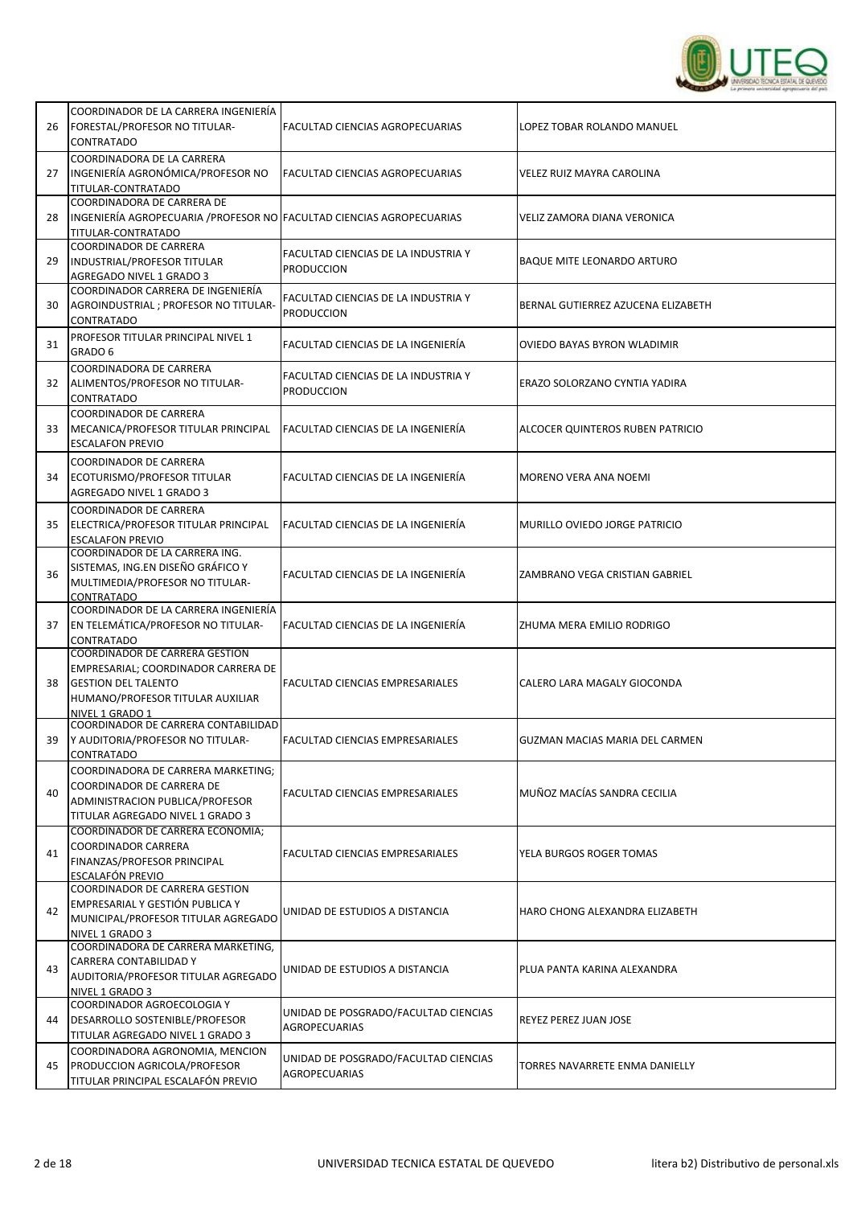| | | | |
|---|---|---|---|
| 26 | COORDINADOR DE LA CARRERA INGENIERÍA FORESTAL/PROFESOR NO TITULAR-CONTRATADO | FACULTAD CIENCIAS AGROPECUARIAS | LOPEZ TOBAR ROLANDO MANUEL |
| 27 | COORDINADORA DE LA CARRERA INGENIERÍA AGRONÓMICA/PROFESOR NO TITULAR-CONTRATADO | FACULTAD CIENCIAS AGROPECUARIAS | VELEZ RUIZ MAYRA CAROLINA |
| 28 | COORDINADORA DE CARRERA DE INGENIERÍA AGROPECUARIA /PROFESOR NO TITULAR-CONTRATADO | FACULTAD CIENCIAS AGROPECUARIAS | VELIZ ZAMORA DIANA VERONICA |
| 29 | COORDINADOR DE CARRERA INDUSTRIAL/PROFESOR TITULAR AGREGADO NIVEL 1 GRADO 3 | FACULTAD CIENCIAS DE LA INDUSTRIA Y PRODUCCION | BAQUE MITE LEONARDO ARTURO |
| 30 | COORDINADOR CARRERA DE INGENIERÍA AGROINDUSTRIAL ; PROFESOR NO TITULAR-CONTRATADO | FACULTAD CIENCIAS DE LA INDUSTRIA Y PRODUCCION | BERNAL GUTIERREZ AZUCENA ELIZABETH |
| 31 | PROFESOR TITULAR PRINCIPAL NIVEL 1 GRADO 6 | FACULTAD CIENCIAS DE LA INGENIERÍA | OVIEDO BAYAS BYRON WLADIMIR |
| 32 | COORDINADORA DE CARRERA ALIMENTOS/PROFESOR NO TITULAR-CONTRATADO | FACULTAD CIENCIAS DE LA INDUSTRIA Y PRODUCCION | ERAZO SOLORZANO CYNTIA YADIRA |
| 33 | COORDINADOR DE CARRERA MECANICA/PROFESOR TITULAR PRINCIPAL ESCALAFON PREVIO | FACULTAD CIENCIAS DE LA INGENIERÍA | ALCOCER QUINTEROS RUBEN PATRICIO |
| 34 | COORDINADOR DE CARRERA ECOTURISMO/PROFESOR TITULAR AGREGADO NIVEL 1 GRADO 3 | FACULTAD CIENCIAS DE LA INGENIERÍA | MORENO VERA ANA NOEMI |
| 35 | COORDINADOR DE CARRERA ELECTRICA/PROFESOR TITULAR PRINCIPAL ESCALAFON PREVIO | FACULTAD CIENCIAS DE LA INGENIERÍA | MURILLO OVIEDO JORGE PATRICIO |
| 36 | COORDINADOR DE LA CARRERA ING. SISTEMAS, ING.EN DISEÑO GRÁFICO Y MULTIMEDIA/PROFESOR NO TITULAR-CONTRATADO | FACULTAD CIENCIAS DE LA INGENIERÍA | ZAMBRANO VEGA CRISTIAN GABRIEL |
| 37 | COORDINADOR DE LA CARRERA INGENIERÍA EN TELEMÁTICA/PROFESOR NO TITULAR-CONTRATADO | FACULTAD CIENCIAS DE LA INGENIERÍA | ZHUMA MERA EMILIO RODRIGO |
| 38 | COORDINADOR DE CARRERA GESTION EMPRESARIAL; COORDINADOR CARRERA DE GESTION DEL TALENTO HUMANO/PROFESOR TITULAR AUXILIAR NIVEL 1 GRADO 1 | FACULTAD CIENCIAS EMPRESARIALES | CALERO LARA MAGALY GIOCONDA |
| 39 | COORDINADOR DE CARRERA CONTABILIDAD Y AUDITORIA/PROFESOR NO TITULAR-CONTRATADO | FACULTAD CIENCIAS EMPRESARIALES | GUZMAN MACIAS MARIA DEL CARMEN |
| 40 | COORDINADORA DE CARRERA MARKETING; COORDINADOR DE CARRERA DE ADMINISTRACION PUBLICA/PROFESOR TITULAR AGREGADO NIVEL 1 GRADO 3 | FACULTAD CIENCIAS EMPRESARIALES | MUÑOZ MACÍAS SANDRA CECILIA |
| 41 | COORDINADOR DE CARRERA ECONOMIA; COORDINADOR CARRERA FINANZAS/PROFESOR PRINCIPAL ESCALAFÓN PREVIO | FACULTAD CIENCIAS EMPRESARIALES | YELA BURGOS ROGER TOMAS |
| 42 | COORDINADOR DE CARRERA GESTION EMPRESARIAL Y GESTIÓN PUBLICA Y MUNICIPAL/PROFESOR TITULAR AGREGADO NIVEL 1 GRADO 3 | UNIDAD DE ESTUDIOS A DISTANCIA | HARO CHONG ALEXANDRA ELIZABETH |
| 43 | COORDINADORA DE CARRERA MARKETING, CARRERA CONTABILIDAD Y AUDITORIA/PROFESOR TITULAR AGREGADO NIVEL 1 GRADO 3 | UNIDAD DE ESTUDIOS A DISTANCIA | PLUA PANTA KARINA ALEXANDRA |
| 44 | COORDINADOR AGROECOLOGIA Y DESARROLLO SOSTENIBLE/PROFESOR TITULAR AGREGADO NIVEL 1 GRADO 3 | UNIDAD DE POSGRADO/FACULTAD CIENCIAS AGROPECUARIAS | REYEZ PEREZ JUAN JOSE |
| 45 | COORDINADORA AGRONOMIA, MENCION PRODUCCION AGRICOLA/PROFESOR TITULAR PRINCIPAL ESCALAFÓN PREVIO | UNIDAD DE POSGRADO/FACULTAD CIENCIAS AGROPECUARIAS | TORRES NAVARRETE ENMA DANIELLY |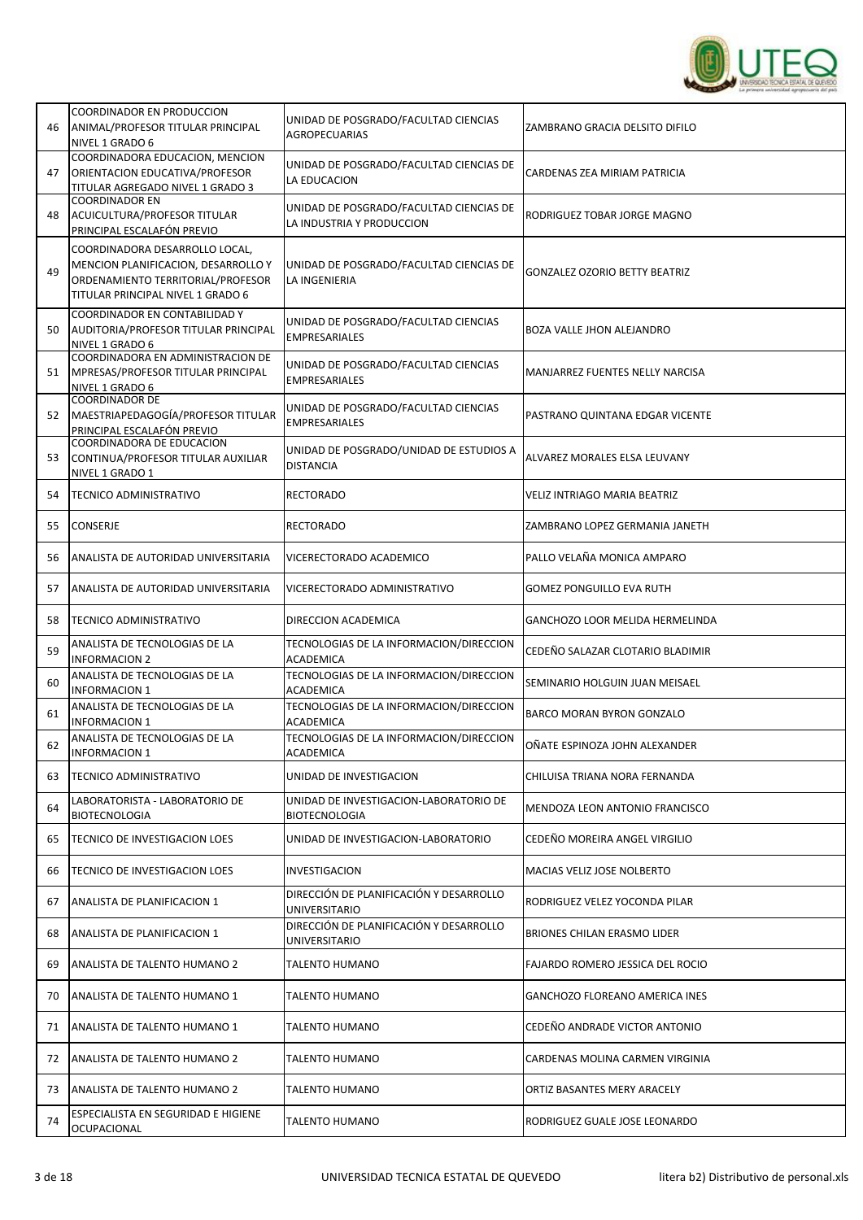| 46 | COORDINADOR EN PRODUCCION ANIMAL/PROFESOR TITULAR PRINCIPAL NIVEL 1 GRADO 6 | UNIDAD DE POSGRADO/FACULTAD CIENCIAS AGROPECUARIAS | ZAMBRANO GRACIA DELSITO DIFILO |
|---|---|---|---|
| 47 | COORDINADORA EDUCACION, MENCION ORIENTACION EDUCATIVA/PROFESOR TITULAR AGREGADO NIVEL 1 GRADO 3 | UNIDAD DE POSGRADO/FACULTAD CIENCIAS DE LA EDUCACION | CARDENAS ZEA MIRIAM PATRICIA |
| 48 | COORDINADOR EN ACUICULTURA/PROFESOR TITULAR PRINCIPAL ESCALAFÓN PREVIO | UNIDAD DE POSGRADO/FACULTAD CIENCIAS DE LA INDUSTRIA Y PRODUCCION | RODRIGUEZ TOBAR JORGE MAGNO |
| 49 | COORDINADORA DESARROLLO LOCAL, MENCION PLANIFICACION, DESARROLLO Y ORDENAMIENTO TERRITORIAL/PROFESOR TITULAR PRINCIPAL NIVEL 1 GRADO 6 | UNIDAD DE POSGRADO/FACULTAD CIENCIAS DE LA INGENIERIA | GONZALEZ OZORIO BETTY BEATRIZ |
| 50 | COORDINADOR EN CONTABILIDAD Y AUDITORIA/PROFESOR TITULAR PRINCIPAL NIVEL 1 GRADO 6 | UNIDAD DE POSGRADO/FACULTAD CIENCIAS EMPRESARIALES | BOZA VALLE JHON ALEJANDRO |
| 51 | COORDINADORA EN ADMINISTRACION DE MPRESAS/PROFESOR TITULAR PRINCIPAL NIVEL 1 GRADO 6 | UNIDAD DE POSGRADO/FACULTAD CIENCIAS EMPRESARIALES | MANJARREZ FUENTES NELLY NARCISA |
| 52 | COORDINADOR DE MAESTRIAPEDAGOGÍA/PROFESOR TITULAR PRINCIPAL ESCALAFÓN PREVIO | UNIDAD DE POSGRADO/FACULTAD CIENCIAS EMPRESARIALES | PASTRANO QUINTANA EDGAR VICENTE |
| 53 | COORDINADORA DE EDUCACION CONTINUA/PROFESOR TITULAR AUXILIAR NIVEL 1 GRADO 1 | UNIDAD DE POSGRADO/UNIDAD DE ESTUDIOS A DISTANCIA | ALVAREZ MORALES ELSA LEUVANY |
| 54 | TECNICO ADMINISTRATIVO | RECTORADO | VELIZ INTRIAGO MARIA BEATRIZ |
| 55 | CONSERJE | RECTORADO | ZAMBRANO LOPEZ GERMANIA JANETH |
| 56 | ANALISTA DE AUTORIDAD UNIVERSITARIA | VICERECTORADO ACADEMICO | PALLO VELAÑA MONICA AMPARO |
| 57 | ANALISTA DE AUTORIDAD UNIVERSITARIA | VICERECTORADO ADMINISTRATIVO | GOMEZ PONGUILLO EVA RUTH |
| 58 | TECNICO ADMINISTRATIVO | DIRECCION ACADEMICA | GANCHOZO LOOR MELIDA HERMELINDA |
| 59 | ANALISTA DE TECNOLOGIAS DE LA INFORMACION 2 | TECNOLOGIAS DE LA INFORMACION/DIRECCION ACADEMICA | CEDEÑO SALAZAR CLOTARIO BLADIMIR |
| 60 | ANALISTA DE TECNOLOGIAS DE LA INFORMACION 1 | TECNOLOGIAS DE LA INFORMACION/DIRECCION ACADEMICA | SEMINARIO HOLGUIN JUAN MEISAEL |
| 61 | ANALISTA DE TECNOLOGIAS DE LA INFORMACION 1 | TECNOLOGIAS DE LA INFORMACION/DIRECCION ACADEMICA | BARCO MORAN BYRON GONZALO |
| 62 | ANALISTA DE TECNOLOGIAS DE LA INFORMACION 1 | TECNOLOGIAS DE LA INFORMACION/DIRECCION ACADEMICA | OÑATE ESPINOZA JOHN ALEXANDER |
| 63 | TECNICO ADMINISTRATIVO | UNIDAD DE INVESTIGACION | CHILUISA TRIANA NORA FERNANDA |
| 64 | LABORATORISTA - LABORATORIO DE BIOTECNOLOGIA | UNIDAD DE INVESTIGACION-LABORATORIO DE BIOTECNOLOGIA | MENDOZA LEON ANTONIO FRANCISCO |
| 65 | TECNICO DE INVESTIGACION LOES | UNIDAD DE INVESTIGACION-LABORATORIO | CEDEÑO MOREIRA ANGEL VIRGILIO |
| 66 | TECNICO DE INVESTIGACION LOES | INVESTIGACION | MACIAS VELIZ JOSE NOLBERTO |
| 67 | ANALISTA DE PLANIFICACION 1 | DIRECCIÓN DE PLANIFICACIÓN Y DESARROLLO UNIVERSITARIO | RODRIGUEZ VELEZ YOCONDA PILAR |
| 68 | ANALISTA DE PLANIFICACION 1 | DIRECCIÓN DE PLANIFICACIÓN Y DESARROLLO UNIVERSITARIO | BRIONES CHILAN ERASMO LIDER |
| 69 | ANALISTA DE TALENTO HUMANO 2 | TALENTO HUMANO | FAJARDO ROMERO JESSICA DEL ROCIO |
| 70 | ANALISTA DE TALENTO HUMANO 1 | TALENTO HUMANO | GANCHOZO FLOREANO AMERICA INES |
| 71 | ANALISTA DE TALENTO HUMANO 1 | TALENTO HUMANO | CEDEÑO ANDRADE VICTOR ANTONIO |
| 72 | ANALISTA DE TALENTO HUMANO 2 | TALENTO HUMANO | CARDENAS MOLINA CARMEN VIRGINIA |
| 73 | ANALISTA DE TALENTO HUMANO 2 | TALENTO HUMANO | ORTIZ BASANTES MERY ARACELY |
| 74 | ESPECIALISTA EN SEGURIDAD E HIGIENE OCUPACIONAL | TALENTO HUMANO | RODRIGUEZ GUALE JOSE LEONARDO |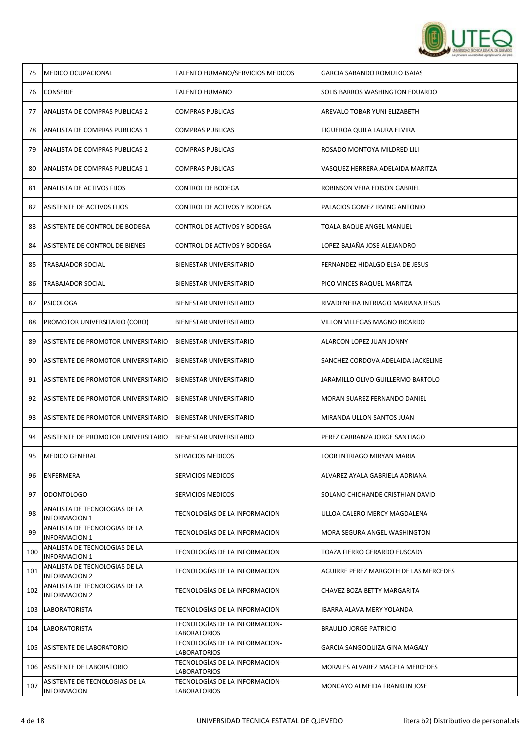| 75 | MEDICO OCUPACIONAL | TALENTO HUMANO/SERVICIOS MEDICOS | GARCIA SABANDO ROMULO ISAIAS |
|---|---|---|---|
| 76 | CONSERJE | TALENTO HUMANO | SOLIS BARROS WASHINGTON EDUARDO |
| 77 | ANALISTA DE COMPRAS PUBLICAS 2 | COMPRAS PUBLICAS | AREVALO TOBAR YUNI ELIZABETH |
| 78 | ANALISTA DE COMPRAS PUBLICAS 1 | COMPRAS PUBLICAS | FIGUEROA QUILA LAURA ELVIRA |
| 79 | ANALISTA DE COMPRAS PUBLICAS 2 | COMPRAS PUBLICAS | ROSADO MONTOYA MILDRED LILI |
| 80 | ANALISTA DE COMPRAS PUBLICAS 1 | COMPRAS PUBLICAS | VASQUEZ HERRERA ADELAIDA MARITZA |
| 81 | ANALISTA DE ACTIVOS FIJOS | CONTROL DE BODEGA | ROBINSON VERA EDISON GABRIEL |
| 82 | ASISTENTE DE ACTIVOS FIJOS | CONTROL DE ACTIVOS Y BODEGA | PALACIOS GOMEZ IRVING ANTONIO |
| 83 | ASISTENTE DE CONTROL DE BODEGA | CONTROL DE ACTIVOS Y BODEGA | TOALA BAQUE ANGEL MANUEL |
| 84 | ASISTENTE DE CONTROL DE BIENES | CONTROL DE ACTIVOS Y BODEGA | LOPEZ BAJAÑA JOSE ALEJANDRO |
| 85 | TRABAJADOR SOCIAL | BIENESTAR UNIVERSITARIO | FERNANDEZ HIDALGO ELSA DE JESUS |
| 86 | TRABAJADOR SOCIAL | BIENESTAR UNIVERSITARIO | PICO VINCES RAQUEL MARITZA |
| 87 | PSICOLOGA | BIENESTAR UNIVERSITARIO | RIVADENEIRA INTRIAGO MARIANA JESUS |
| 88 | PROMOTOR UNIVERSITARIO (CORO) | BIENESTAR UNIVERSITARIO | VILLON VILLEGAS MAGNO RICARDO |
| 89 | ASISTENTE DE PROMOTOR UNIVERSITARIO | BIENESTAR UNIVERSITARIO | ALARCON LOPEZ JUAN JONNY |
| 90 | ASISTENTE DE PROMOTOR UNIVERSITARIO | BIENESTAR UNIVERSITARIO | SANCHEZ CORDOVA ADELAIDA JACKELINE |
| 91 | ASISTENTE DE PROMOTOR UNIVERSITARIO | BIENESTAR UNIVERSITARIO | JARAMILLO OLIVO GUILLERMO BARTOLO |
| 92 | ASISTENTE DE PROMOTOR UNIVERSITARIO | BIENESTAR UNIVERSITARIO | MORAN SUAREZ FERNANDO DANIEL |
| 93 | ASISTENTE DE PROMOTOR UNIVERSITARIO | BIENESTAR UNIVERSITARIO | MIRANDA ULLON SANTOS JUAN |
| 94 | ASISTENTE DE PROMOTOR UNIVERSITARIO | BIENESTAR UNIVERSITARIO | PEREZ CARRANZA JORGE SANTIAGO |
| 95 | MEDICO GENERAL | SERVICIOS MEDICOS | LOOR INTRIAGO MIRYAN MARIA |
| 96 | ENFERMERA | SERVICIOS MEDICOS | ALVAREZ AYALA GABRIELA ADRIANA |
| 97 | ODONTOLOGO | SERVICIOS MEDICOS | SOLANO CHICHANDE CRISTHIAN DAVID |
| 98 | ANALISTA DE TECNOLOGIAS DE LA INFORMACION 1 | TECNOLOGÍAS DE LA INFORMACION | ULLOA CALERO MERCY MAGDALENA |
| 99 | ANALISTA DE TECNOLOGIAS DE LA INFORMACION 1 | TECNOLOGÍAS DE LA INFORMACION | MORA SEGURA ANGEL WASHINGTON |
| 100 | ANALISTA DE TECNOLOGIAS DE LA INFORMACION 1 | TECNOLOGÍAS DE LA INFORMACION | TOAZA FIERRO GERARDO EUSCADY |
| 101 | ANALISTA DE TECNOLOGIAS DE LA INFORMACION 2 | TECNOLOGÍAS DE LA INFORMACION | AGUIRRE PEREZ MARGOTH DE LAS MERCEDES |
| 102 | ANALISTA DE TECNOLOGIAS DE LA INFORMACION 2 | TECNOLOGÍAS DE LA INFORMACION | CHAVEZ BOZA BETTY MARGARITA |
| 103 | LABORATORISTA | TECNOLOGÍAS DE LA INFORMACION | IBARRA ALAVA MERY YOLANDA |
| 104 | LABORATORISTA | TECNOLOGÍAS DE LA INFORMACION-LABORATORIOS | BRAULIO JORGE PATRICIO |
| 105 | ASISTENTE DE LABORATORIO | TECNOLOGÍAS DE LA INFORMACION-LABORATORIOS | GARCIA SANGOQUIZA GINA MAGALY |
| 106 | ASISTENTE DE LABORATORIO | TECNOLOGÍAS DE LA INFORMACION-LABORATORIOS | MORALES ALVAREZ MAGELA MERCEDES |
| 107 | ASISTENTE DE TECNOLOGIAS DE LA INFORMACION | TECNOLOGÍAS DE LA INFORMACION-LABORATORIOS | MONCAYO ALMEIDA FRANKLIN JOSE |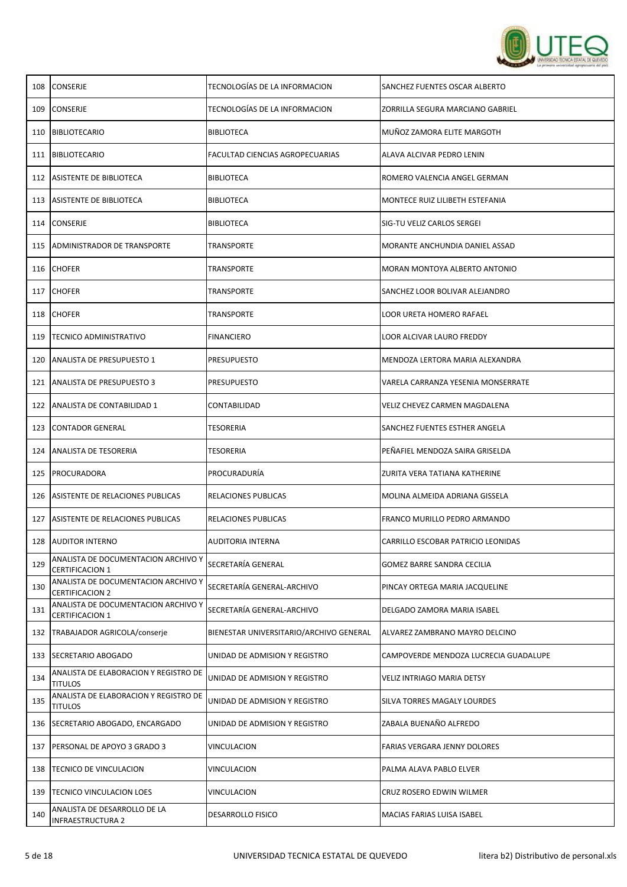| | | | |
|---|---|---|---|
| 108 | CONSERJE | TECNOLOGÍAS DE LA INFORMACION | SANCHEZ FUENTES OSCAR ALBERTO |
| 109 | CONSERJE | TECNOLOGÍAS DE LA INFORMACION | ZORRILLA SEGURA MARCIANO GABRIEL |
| 110 | BIBLIOTECARIO | BIBLIOTECA | MUÑOZ ZAMORA ELITE MARGOTH |
| 111 | BIBLIOTECARIO | FACULTAD CIENCIAS AGROPECUARIAS | ALAVA ALCIVAR PEDRO LENIN |
| 112 | ASISTENTE DE BIBLIOTECA | BIBLIOTECA | ROMERO VALENCIA ANGEL GERMAN |
| 113 | ASISTENTE DE BIBLIOTECA | BIBLIOTECA | MONTECE RUIZ LILIBETH ESTEFANIA |
| 114 | CONSERJE | BIBLIOTECA | SIG-TU VELIZ CARLOS SERGEI |
| 115 | ADMINISTRADOR DE TRANSPORTE | TRANSPORTE | MORANTE ANCHUNDIA DANIEL ASSAD |
| 116 | CHOFER | TRANSPORTE | MORAN MONTOYA ALBERTO ANTONIO |
| 117 | CHOFER | TRANSPORTE | SANCHEZ LOOR BOLIVAR ALEJANDRO |
| 118 | CHOFER | TRANSPORTE | LOOR URETA HOMERO RAFAEL |
| 119 | TECNICO ADMINISTRATIVO | FINANCIERO | LOOR ALCIVAR LAURO FREDDY |
| 120 | ANALISTA DE PRESUPUESTO 1 | PRESUPUESTO | MENDOZA LERTORA MARIA ALEXANDRA |
| 121 | ANALISTA DE PRESUPUESTO 3 | PRESUPUESTO | VARELA CARRANZA YESENIA MONSERRATE |
| 122 | ANALISTA DE CONTABILIDAD 1 | CONTABILIDAD | VELIZ CHEVEZ CARMEN MAGDALENA |
| 123 | CONTADOR GENERAL | TESORERIA | SANCHEZ FUENTES ESTHER ANGELA |
| 124 | ANALISTA DE TESORERIA | TESORERIA | PEÑAFIEL MENDOZA SAIRA GRISELDA |
| 125 | PROCURADORA | PROCURADURÍA | ZURITA VERA TATIANA KATHERINE |
| 126 | ASISTENTE DE RELACIONES PUBLICAS | RELACIONES PUBLICAS | MOLINA ALMEIDA ADRIANA GISSELA |
| 127 | ASISTENTE DE RELACIONES PUBLICAS | RELACIONES PUBLICAS | FRANCO MURILLO PEDRO ARMANDO |
| 128 | AUDITOR INTERNO | AUDITORIA INTERNA | CARRILLO ESCOBAR PATRICIO LEONIDAS |
| 129 | ANALISTA DE DOCUMENTACION ARCHIVO Y CERTIFICACION 1 | SECRETARÍA GENERAL | GOMEZ BARRE SANDRA CECILIA |
| 130 | ANALISTA DE DOCUMENTACION ARCHIVO Y CERTIFICACION 2 | SECRETARÍA GENERAL-ARCHIVO | PINCAY ORTEGA MARIA JACQUELINE |
| 131 | ANALISTA DE DOCUMENTACION ARCHIVO Y CERTIFICACION 1 | SECRETARÍA GENERAL-ARCHIVO | DELGADO ZAMORA MARIA ISABEL |
| 132 | TRABAJADOR AGRICOLA/conserje | BIENESTAR UNIVERSITARIO/ARCHIVO GENERAL | ALVAREZ ZAMBRANO MAYRO DELCINO |
| 133 | SECRETARIO ABOGADO | UNIDAD DE ADMISION Y REGISTRO | CAMPOVERDE MENDOZA LUCRECIA GUADALUPE |
| 134 | ANALISTA DE ELABORACION Y REGISTRO DE TITULOS | UNIDAD DE ADMISION Y REGISTRO | VELIZ INTRIAGO MARIA DETSY |
| 135 | ANALISTA DE ELABORACION Y REGISTRO DE TITULOS | UNIDAD DE ADMISION Y REGISTRO | SILVA TORRES MAGALY LOURDES |
| 136 | SECRETARIO ABOGADO, ENCARGADO | UNIDAD DE ADMISION Y REGISTRO | ZABALA BUENAÑO ALFREDO |
| 137 | PERSONAL DE APOYO 3 GRADO 3 | VINCULACION | FARIAS VERGARA JENNY DOLORES |
| 138 | TECNICO DE VINCULACION | VINCULACION | PALMA ALAVA PABLO ELVER |
| 139 | TECNICO VINCULACION LOES | VINCULACION | CRUZ ROSERO EDWIN WILMER |
| 140 | ANALISTA DE DESARROLLO DE LA INFRAESTRUCTURA 2 | DESARROLLO FISICO | MACIAS FARIAS LUISA ISABEL |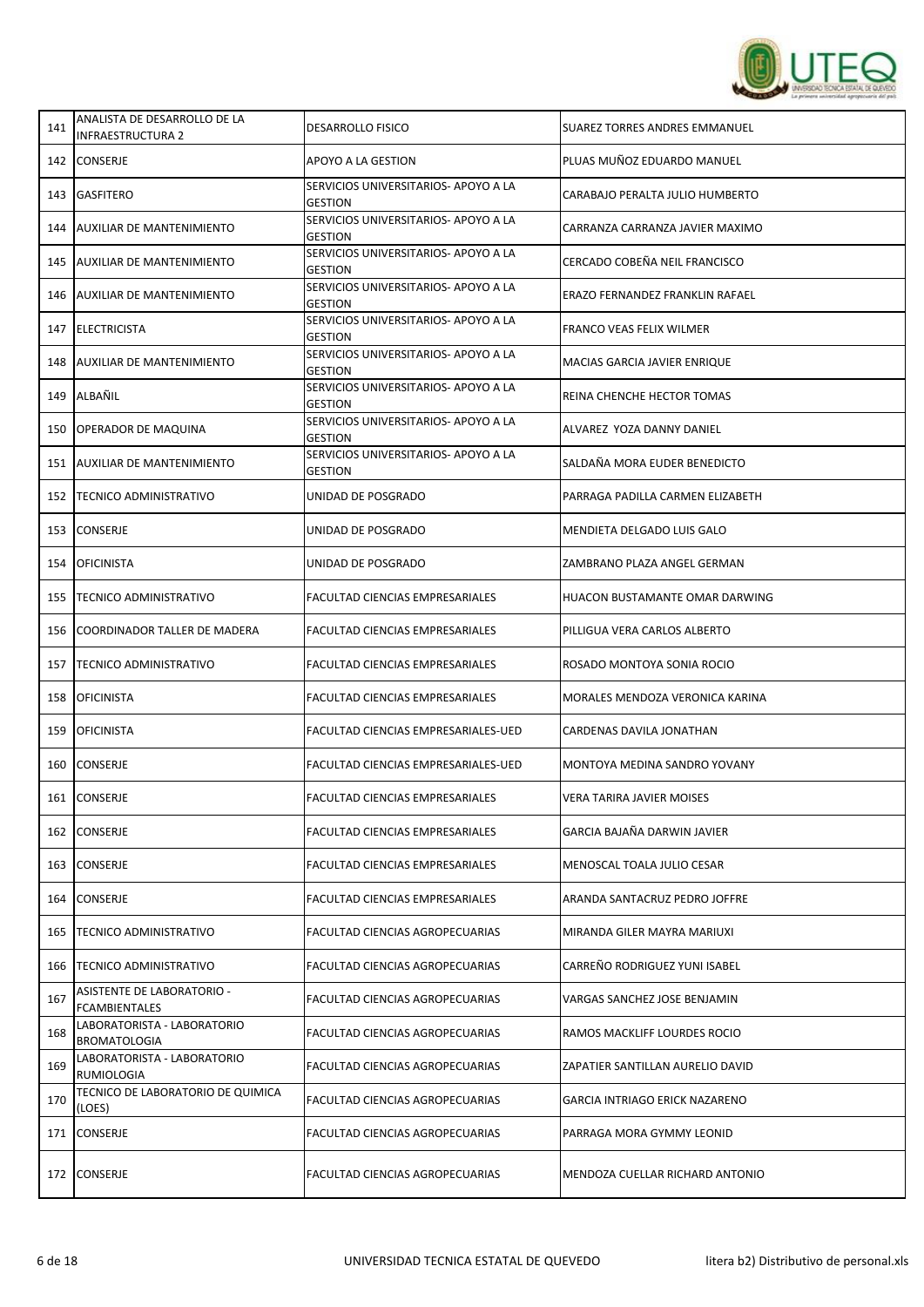| | | | |
|---|---|---|---|
| 141 | ANALISTA DE DESARROLLO DE LA INFRAESTRUCTURA 2 | DESARROLLO FISICO | SUAREZ TORRES ANDRES EMMANUEL |
| 142 | CONSERJE | APOYO A LA GESTION | PLUAS MUÑOZ EDUARDO MANUEL |
| 143 | GASFITERO | SERVICIOS UNIVERSITARIOS- APOYO A LA GESTION | CARABAJO PERALTA JULIO HUMBERTO |
| 144 | AUXILIAR DE MANTENIMIENTO | SERVICIOS UNIVERSITARIOS- APOYO A LA GESTION | CARRANZA CARRANZA JAVIER MAXIMO |
| 145 | AUXILIAR DE MANTENIMIENTO | SERVICIOS UNIVERSITARIOS- APOYO A LA GESTION | CERCADO COBEÑA NEIL FRANCISCO |
| 146 | AUXILIAR DE MANTENIMIENTO | SERVICIOS UNIVERSITARIOS- APOYO A LA GESTION | ERAZO FERNANDEZ FRANKLIN RAFAEL |
| 147 | ELECTRICISTA | SERVICIOS UNIVERSITARIOS- APOYO A LA GESTION | FRANCO VEAS FELIX WILMER |
| 148 | AUXILIAR DE MANTENIMIENTO | SERVICIOS UNIVERSITARIOS- APOYO A LA GESTION | MACIAS GARCIA JAVIER ENRIQUE |
| 149 | ALBAÑIL | SERVICIOS UNIVERSITARIOS- APOYO A LA GESTION | REINA CHENCHE HECTOR TOMAS |
| 150 | OPERADOR DE MAQUINA | SERVICIOS UNIVERSITARIOS- APOYO A LA GESTION | ALVAREZ YOZA DANNY DANIEL |
| 151 | AUXILIAR DE MANTENIMIENTO | SERVICIOS UNIVERSITARIOS- APOYO A LA GESTION | SALDAÑA MORA EUDER BENEDICTO |
| 152 | TECNICO ADMINISTRATIVO | UNIDAD DE POSGRADO | PARRAGA PADILLA CARMEN ELIZABETH |
| 153 | CONSERJE | UNIDAD DE POSGRADO | MENDIETA DELGADO LUIS GALO |
| 154 | OFICINISTA | UNIDAD DE POSGRADO | ZAMBRANO PLAZA ANGEL GERMAN |
| 155 | TECNICO ADMINISTRATIVO | FACULTAD CIENCIAS EMPRESARIALES | HUACON BUSTAMANTE OMAR DARWING |
| 156 | COORDINADOR TALLER DE MADERA | FACULTAD CIENCIAS EMPRESARIALES | PILLIGUA VERA CARLOS ALBERTO |
| 157 | TECNICO ADMINISTRATIVO | FACULTAD CIENCIAS EMPRESARIALES | ROSADO MONTOYA SONIA ROCIO |
| 158 | OFICINISTA | FACULTAD CIENCIAS EMPRESARIALES | MORALES MENDOZA VERONICA KARINA |
| 159 | OFICINISTA | FACULTAD CIENCIAS EMPRESARIALES-UED | CARDENAS DAVILA JONATHAN |
| 160 | CONSERJE | FACULTAD CIENCIAS EMPRESARIALES-UED | MONTOYA MEDINA SANDRO YOVANY |
| 161 | CONSERJE | FACULTAD CIENCIAS EMPRESARIALES | VERA TARIRA JAVIER MOISES |
| 162 | CONSERJE | FACULTAD CIENCIAS EMPRESARIALES | GARCIA BAJAÑA DARWIN JAVIER |
| 163 | CONSERJE | FACULTAD CIENCIAS EMPRESARIALES | MENOSCAL TOALA JULIO CESAR |
| 164 | CONSERJE | FACULTAD CIENCIAS EMPRESARIALES | ARANDA SANTACRUZ PEDRO JOFFRE |
| 165 | TECNICO ADMINISTRATIVO | FACULTAD CIENCIAS AGROPECUARIAS | MIRANDA GILER MAYRA MARIUXI |
| 166 | TECNICO ADMINISTRATIVO | FACULTAD CIENCIAS AGROPECUARIAS | CARREÑO RODRIGUEZ YUNI ISABEL |
| 167 | ASISTENTE DE LABORATORIO - FCAMBIENTALES | FACULTAD CIENCIAS AGROPECUARIAS | VARGAS SANCHEZ JOSE BENJAMIN |
| 168 | LABORATORISTA - LABORATORIO BROMATOLOGIA | FACULTAD CIENCIAS AGROPECUARIAS | RAMOS MACKLIFF LOURDES ROCIO |
| 169 | LABORATORISTA - LABORATORIO RUMIOLOGIA | FACULTAD CIENCIAS AGROPECUARIAS | ZAPATIER SANTILLAN AURELIO DAVID |
| 170 | TECNICO DE LABORATORIO DE QUIMICA (LOES) | FACULTAD CIENCIAS AGROPECUARIAS | GARCIA INTRIAGO ERICK NAZARENO |
| 171 | CONSERJE | FACULTAD CIENCIAS AGROPECUARIAS | PARRAGA MORA GYMMY LEONID |
| 172 | CONSERJE | FACULTAD CIENCIAS AGROPECUARIAS | MENDOZA CUELLAR RICHARD ANTONIO |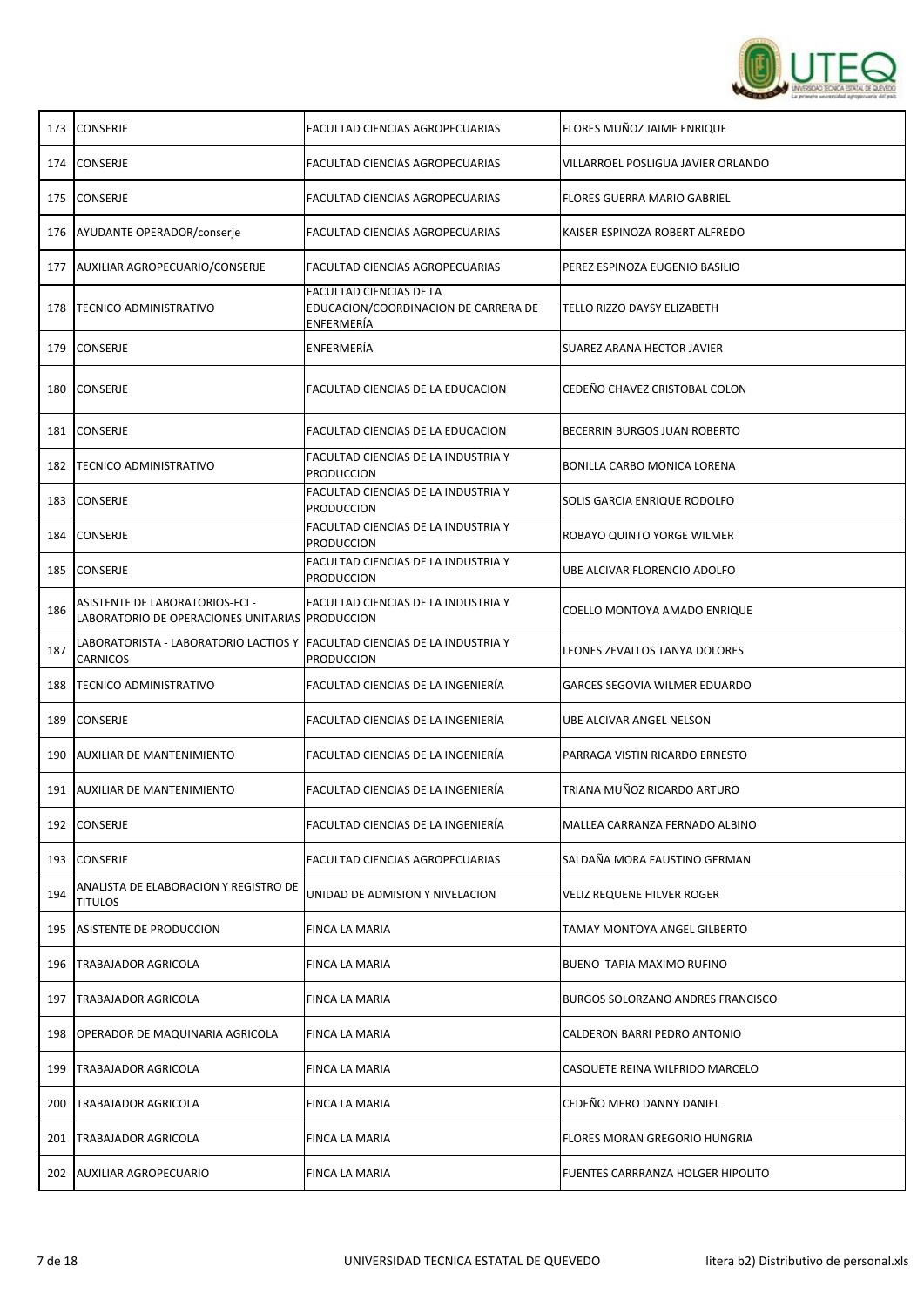| 173 | CONSERJE | FACULTAD CIENCIAS AGROPECUARIAS | FLORES MUÑOZ JAIME ENRIQUE |
|---|---|---|---|
| 174 | CONSERJE | FACULTAD CIENCIAS AGROPECUARIAS | VILLARROEL POSLIGUA JAVIER ORLANDO |
| 175 | CONSERJE | FACULTAD CIENCIAS AGROPECUARIAS | FLORES GUERRA MARIO GABRIEL |
| 176 | AYUDANTE OPERADOR/conserje | FACULTAD CIENCIAS AGROPECUARIAS | KAISER ESPINOZA ROBERT ALFREDO |
| 177 | AUXILIAR AGROPECUARIO/CONSERJE | FACULTAD CIENCIAS AGROPECUARIAS | PEREZ ESPINOZA EUGENIO BASILIO |
| 178 | TECNICO ADMINISTRATIVO | FACULTAD CIENCIAS DE LA EDUCACION/COORDINACION DE CARRERA DE ENFERMERÍA | TELLO RIZZO DAYSY ELIZABETH |
| 179 | CONSERJE | ENFERMERÍA | SUAREZ ARANA HECTOR JAVIER |
| 180 | CONSERJE | FACULTAD CIENCIAS DE LA EDUCACION | CEDEÑO CHAVEZ CRISTOBAL COLON |
| 181 | CONSERJE | FACULTAD CIENCIAS DE LA EDUCACION | BECERRIN BURGOS JUAN ROBERTO |
| 182 | TECNICO ADMINISTRATIVO | FACULTAD CIENCIAS DE LA INDUSTRIA Y PRODUCCION | BONILLA CARBO MONICA LORENA |
| 183 | CONSERJE | FACULTAD CIENCIAS DE LA INDUSTRIA Y PRODUCCION | SOLIS GARCIA ENRIQUE RODOLFO |
| 184 | CONSERJE | FACULTAD CIENCIAS DE LA INDUSTRIA Y PRODUCCION | ROBAYO QUINTO YORGE WILMER |
| 185 | CONSERJE | FACULTAD CIENCIAS DE LA INDUSTRIA Y PRODUCCION | UBE ALCIVAR FLORENCIO ADOLFO |
| 186 | ASISTENTE DE LABORATORIOS-FCI - LABORATORIO DE OPERACIONES UNITARIAS | FACULTAD CIENCIAS DE LA INDUSTRIA Y PRODUCCION | COELLO MONTOYA AMADO ENRIQUE |
| 187 | LABORATORISTA - LABORATORIO LACTIOS Y CARNICOS | FACULTAD CIENCIAS DE LA INDUSTRIA Y PRODUCCION | LEONES ZEVALLOS TANYA DOLORES |
| 188 | TECNICO ADMINISTRATIVO | FACULTAD CIENCIAS DE LA INGENIERÍA | GARCES SEGOVIA WILMER EDUARDO |
| 189 | CONSERJE | FACULTAD CIENCIAS DE LA INGENIERÍA | UBE ALCIVAR ANGEL NELSON |
| 190 | AUXILIAR DE MANTENIMIENTO | FACULTAD CIENCIAS DE LA INGENIERÍA | PARRAGA VISTIN RICARDO ERNESTO |
| 191 | AUXILIAR DE MANTENIMIENTO | FACULTAD CIENCIAS DE LA INGENIERÍA | TRIANA MUÑOZ RICARDO ARTURO |
| 192 | CONSERJE | FACULTAD CIENCIAS DE LA INGENIERÍA | MALLEA CARRANZA FERNADO ALBINO |
| 193 | CONSERJE | FACULTAD CIENCIAS AGROPECUARIAS | SALDAÑA MORA FAUSTINO GERMAN |
| 194 | ANALISTA DE ELABORACION Y REGISTRO DE TITULOS | UNIDAD DE ADMISION Y NIVELACION | VELIZ REQUENE HILVER ROGER |
| 195 | ASISTENTE DE PRODUCCION | FINCA LA MARIA | TAMAY MONTOYA ANGEL GILBERTO |
| 196 | TRABAJADOR AGRICOLA | FINCA LA MARIA | BUENO TAPIA MAXIMO RUFINO |
| 197 | TRABAJADOR AGRICOLA | FINCA LA MARIA | BURGOS SOLORZANO ANDRES FRANCISCO |
| 198 | OPERADOR DE MAQUINARIA AGRICOLA | FINCA LA MARIA | CALDERON BARRI PEDRO ANTONIO |
| 199 | TRABAJADOR AGRICOLA | FINCA LA MARIA | CASQUETE REINA WILFRIDO MARCELO |
| 200 | TRABAJADOR AGRICOLA | FINCA LA MARIA | CEDEÑO MERO DANNY DANIEL |
| 201 | TRABAJADOR AGRICOLA | FINCA LA MARIA | FLORES MORAN GREGORIO HUNGRIA |
| 202 | AUXILIAR AGROPECUARIO | FINCA LA MARIA | FUENTES CARRRANZA HOLGER HIPOLITO |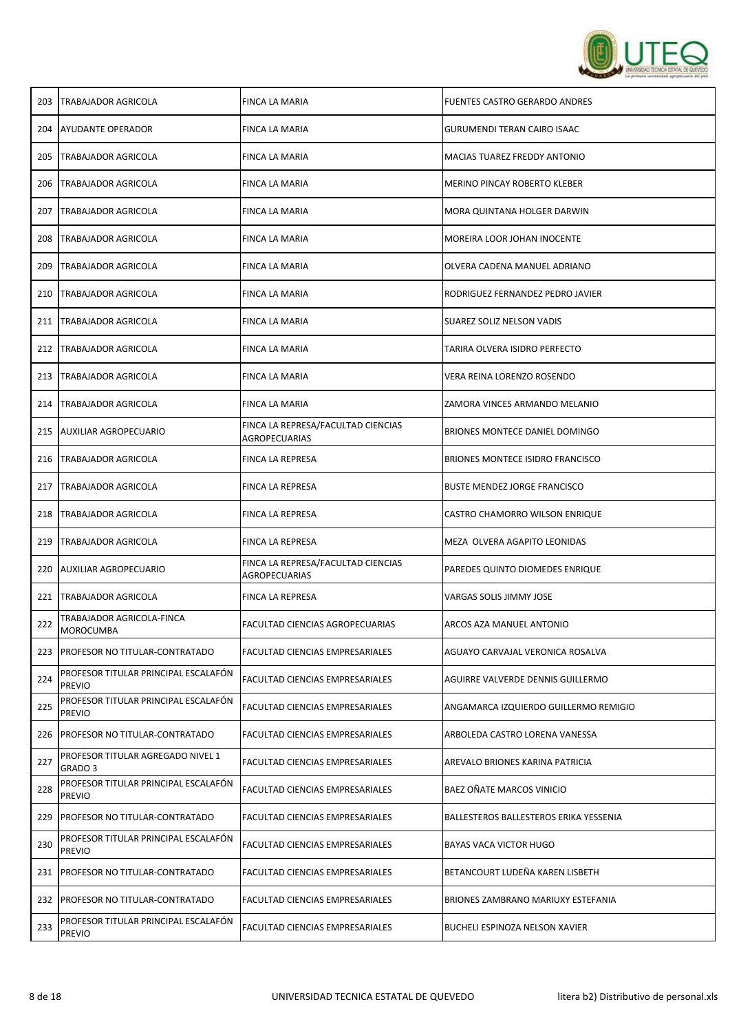| | | | |
|---|---|---|---|
| 203 | TRABAJADOR AGRICOLA | FINCA LA MARIA | FUENTES CASTRO GERARDO ANDRES |
| 204 | AYUDANTE OPERADOR | FINCA LA MARIA | GURUMENDI TERAN CAIRO ISAAC |
| 205 | TRABAJADOR AGRICOLA | FINCA LA MARIA | MACIAS TUAREZ FREDDY ANTONIO |
| 206 | TRABAJADOR AGRICOLA | FINCA LA MARIA | MERINO PINCAY ROBERTO KLEBER |
| 207 | TRABAJADOR AGRICOLA | FINCA LA MARIA | MORA QUINTANA HOLGER DARWIN |
| 208 | TRABAJADOR AGRICOLA | FINCA LA MARIA | MOREIRA LOOR JOHAN INOCENTE |
| 209 | TRABAJADOR AGRICOLA | FINCA LA MARIA | OLVERA CADENA MANUEL ADRIANO |
| 210 | TRABAJADOR AGRICOLA | FINCA LA MARIA | RODRIGUEZ FERNANDEZ PEDRO JAVIER |
| 211 | TRABAJADOR AGRICOLA | FINCA LA MARIA | SUAREZ SOLIZ NELSON VADIS |
| 212 | TRABAJADOR AGRICOLA | FINCA LA MARIA | TARIRA OLVERA ISIDRO PERFECTO |
| 213 | TRABAJADOR AGRICOLA | FINCA LA MARIA | VERA REINA LORENZO ROSENDO |
| 214 | TRABAJADOR AGRICOLA | FINCA LA MARIA | ZAMORA VINCES ARMANDO MELANIO |
| 215 | AUXILIAR AGROPECUARIO | FINCA LA REPRESA/FACULTAD CIENCIAS AGROPECUARIAS | BRIONES MONTECE DANIEL DOMINGO |
| 216 | TRABAJADOR AGRICOLA | FINCA LA REPRESA | BRIONES MONTECE ISIDRO FRANCISCO |
| 217 | TRABAJADOR AGRICOLA | FINCA LA REPRESA | BUSTE MENDEZ JORGE FRANCISCO |
| 218 | TRABAJADOR AGRICOLA | FINCA LA REPRESA | CASTRO CHAMORRO WILSON ENRIQUE |
| 219 | TRABAJADOR AGRICOLA | FINCA LA REPRESA | MEZA OLVERA AGAPITO LEONIDAS |
| 220 | AUXILIAR AGROPECUARIO | FINCA LA REPRESA/FACULTAD CIENCIAS AGROPECUARIAS | PAREDES QUINTO DIOMEDES ENRIQUE |
| 221 | TRABAJADOR AGRICOLA | FINCA LA REPRESA | VARGAS SOLIS JIMMY JOSE |
| 222 | TRABAJADOR AGRICOLA-FINCA MOROCUMBA | FACULTAD CIENCIAS AGROPECUARIAS | ARCOS AZA MANUEL ANTONIO |
| 223 | PROFESOR NO TITULAR-CONTRATADO | FACULTAD CIENCIAS EMPRESARIALES | AGUAYO CARVAJAL VERONICA ROSALVA |
| 224 | PROFESOR TITULAR PRINCIPAL ESCALAFÓN PREVIO | FACULTAD CIENCIAS EMPRESARIALES | AGUIRRE VALVERDE DENNIS GUILLERMO |
| 225 | PROFESOR TITULAR PRINCIPAL ESCALAFÓN PREVIO | FACULTAD CIENCIAS EMPRESARIALES | ANGAMARCA IZQUIERDO GUILLERMO REMIGIO |
| 226 | PROFESOR NO TITULAR-CONTRATADO | FACULTAD CIENCIAS EMPRESARIALES | ARBOLEDA CASTRO LORENA VANESSA |
| 227 | PROFESOR TITULAR AGREGADO NIVEL 1 GRADO 3 | FACULTAD CIENCIAS EMPRESARIALES | AREVALO BRIONES KARINA PATRICIA |
| 228 | PROFESOR TITULAR PRINCIPAL ESCALAFÓN PREVIO | FACULTAD CIENCIAS EMPRESARIALES | BAEZ OÑATE MARCOS VINICIO |
| 229 | PROFESOR NO TITULAR-CONTRATADO | FACULTAD CIENCIAS EMPRESARIALES | BALLESTEROS BALLESTEROS ERIKA YESSENIA |
| 230 | PROFESOR TITULAR PRINCIPAL ESCALAFÓN PREVIO | FACULTAD CIENCIAS EMPRESARIALES | BAYAS VACA VICTOR HUGO |
| 231 | PROFESOR NO TITULAR-CONTRATADO | FACULTAD CIENCIAS EMPRESARIALES | BETANCOURT LUDEÑA KAREN LISBETH |
| 232 | PROFESOR NO TITULAR-CONTRATADO | FACULTAD CIENCIAS EMPRESARIALES | BRIONES ZAMBRANO MARIUXY ESTEFANIA |
| 233 | PROFESOR TITULAR PRINCIPAL ESCALAFÓN PREVIO | FACULTAD CIENCIAS EMPRESARIALES | BUCHELI ESPINOZA NELSON XAVIER |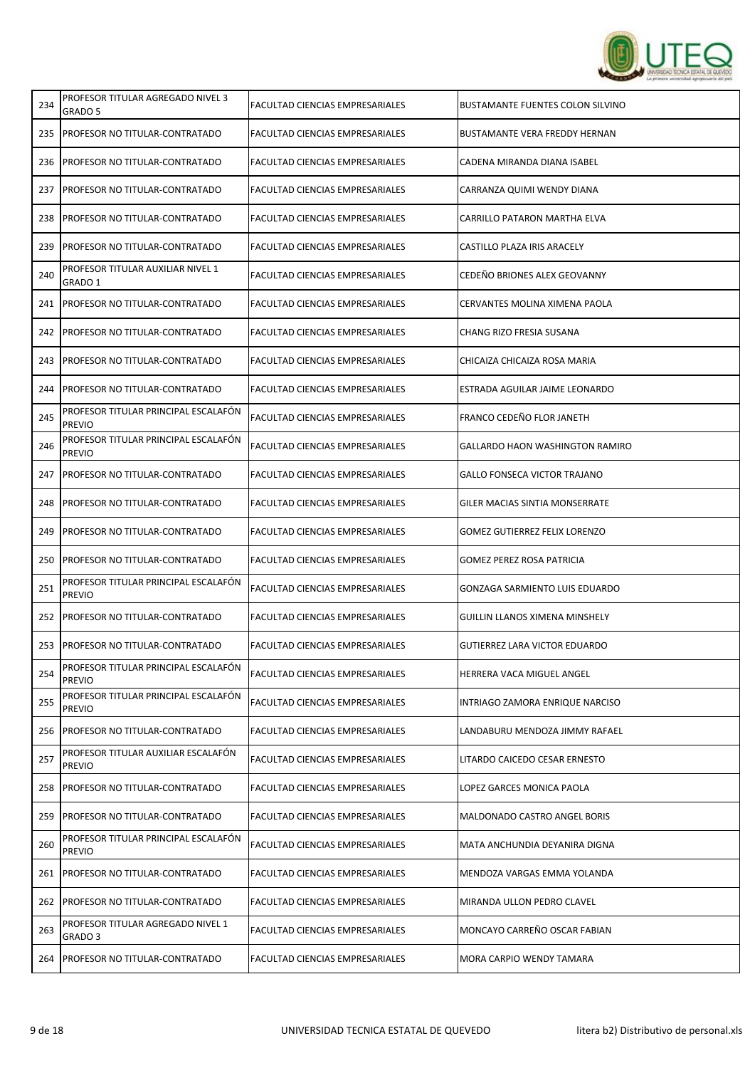| | | | |
|---|---|---|---|
| 234 | PROFESOR TITULAR AGREGADO NIVEL 3 GRADO 5 | FACULTAD CIENCIAS EMPRESARIALES | BUSTAMANTE FUENTES COLON SILVINO |
| 235 | PROFESOR NO TITULAR-CONTRATADO | FACULTAD CIENCIAS EMPRESARIALES | BUSTAMANTE VERA FREDDY HERNAN |
| 236 | PROFESOR NO TITULAR-CONTRATADO | FACULTAD CIENCIAS EMPRESARIALES | CADENA MIRANDA DIANA ISABEL |
| 237 | PROFESOR NO TITULAR-CONTRATADO | FACULTAD CIENCIAS EMPRESARIALES | CARRANZA QUIMI WENDY DIANA |
| 238 | PROFESOR NO TITULAR-CONTRATADO | FACULTAD CIENCIAS EMPRESARIALES | CARRILLO PATARON MARTHA ELVA |
| 239 | PROFESOR NO TITULAR-CONTRATADO | FACULTAD CIENCIAS EMPRESARIALES | CASTILLO PLAZA IRIS ARACELY |
| 240 | PROFESOR TITULAR AUXILIAR NIVEL 1 GRADO 1 | FACULTAD CIENCIAS EMPRESARIALES | CEDEÑO BRIONES ALEX GEOVANNY |
| 241 | PROFESOR NO TITULAR-CONTRATADO | FACULTAD CIENCIAS EMPRESARIALES | CERVANTES MOLINA XIMENA PAOLA |
| 242 | PROFESOR NO TITULAR-CONTRATADO | FACULTAD CIENCIAS EMPRESARIALES | CHANG RIZO FRESIA SUSANA |
| 243 | PROFESOR NO TITULAR-CONTRATADO | FACULTAD CIENCIAS EMPRESARIALES | CHICAIZA CHICAIZA ROSA MARIA |
| 244 | PROFESOR NO TITULAR-CONTRATADO | FACULTAD CIENCIAS EMPRESARIALES | ESTRADA AGUILAR JAIME LEONARDO |
| 245 | PROFESOR TITULAR PRINCIPAL ESCALAFÓN PREVIO | FACULTAD CIENCIAS EMPRESARIALES | FRANCO CEDEÑO FLOR JANETH |
| 246 | PROFESOR TITULAR PRINCIPAL ESCALAFÓN PREVIO | FACULTAD CIENCIAS EMPRESARIALES | GALLARDO HAON WASHINGTON RAMIRO |
| 247 | PROFESOR NO TITULAR-CONTRATADO | FACULTAD CIENCIAS EMPRESARIALES | GALLO FONSECA VICTOR TRAJANO |
| 248 | PROFESOR NO TITULAR-CONTRATADO | FACULTAD CIENCIAS EMPRESARIALES | GILER MACIAS SINTIA MONSERRATE |
| 249 | PROFESOR NO TITULAR-CONTRATADO | FACULTAD CIENCIAS EMPRESARIALES | GOMEZ GUTIERREZ FELIX LORENZO |
| 250 | PROFESOR NO TITULAR-CONTRATADO | FACULTAD CIENCIAS EMPRESARIALES | GOMEZ PEREZ ROSA PATRICIA |
| 251 | PROFESOR TITULAR PRINCIPAL ESCALAFÓN PREVIO | FACULTAD CIENCIAS EMPRESARIALES | GONZAGA SARMIENTO LUIS EDUARDO |
| 252 | PROFESOR NO TITULAR-CONTRATADO | FACULTAD CIENCIAS EMPRESARIALES | GUILLIN LLANOS XIMENA MINSHELY |
| 253 | PROFESOR NO TITULAR-CONTRATADO | FACULTAD CIENCIAS EMPRESARIALES | GUTIERREZ LARA VICTOR EDUARDO |
| 254 | PROFESOR TITULAR PRINCIPAL ESCALAFÓN PREVIO | FACULTAD CIENCIAS EMPRESARIALES | HERRERA VACA MIGUEL ANGEL |
| 255 | PROFESOR TITULAR PRINCIPAL ESCALAFÓN PREVIO | FACULTAD CIENCIAS EMPRESARIALES | INTRIAGO ZAMORA ENRIQUE NARCISO |
| 256 | PROFESOR NO TITULAR-CONTRATADO | FACULTAD CIENCIAS EMPRESARIALES | LANDABURU MENDOZA JIMMY RAFAEL |
| 257 | PROFESOR TITULAR AUXILIAR ESCALAFÓN PREVIO | FACULTAD CIENCIAS EMPRESARIALES | LITARDO CAICEDO CESAR ERNESTO |
| 258 | PROFESOR NO TITULAR-CONTRATADO | FACULTAD CIENCIAS EMPRESARIALES | LOPEZ GARCES MONICA PAOLA |
| 259 | PROFESOR NO TITULAR-CONTRATADO | FACULTAD CIENCIAS EMPRESARIALES | MALDONADO CASTRO ANGEL BORIS |
| 260 | PROFESOR TITULAR PRINCIPAL ESCALAFÓN PREVIO | FACULTAD CIENCIAS EMPRESARIALES | MATA ANCHUNDIA DEYANIRA DIGNA |
| 261 | PROFESOR NO TITULAR-CONTRATADO | FACULTAD CIENCIAS EMPRESARIALES | MENDOZA VARGAS EMMA YOLANDA |
| 262 | PROFESOR NO TITULAR-CONTRATADO | FACULTAD CIENCIAS EMPRESARIALES | MIRANDA ULLON PEDRO CLAVEL |
| 263 | PROFESOR TITULAR AGREGADO NIVEL 1 GRADO 3 | FACULTAD CIENCIAS EMPRESARIALES | MONCAYO CARREÑO OSCAR FABIAN |
| 264 | PROFESOR NO TITULAR-CONTRATADO | FACULTAD CIENCIAS EMPRESARIALES | MORA CARPIO WENDY TAMARA |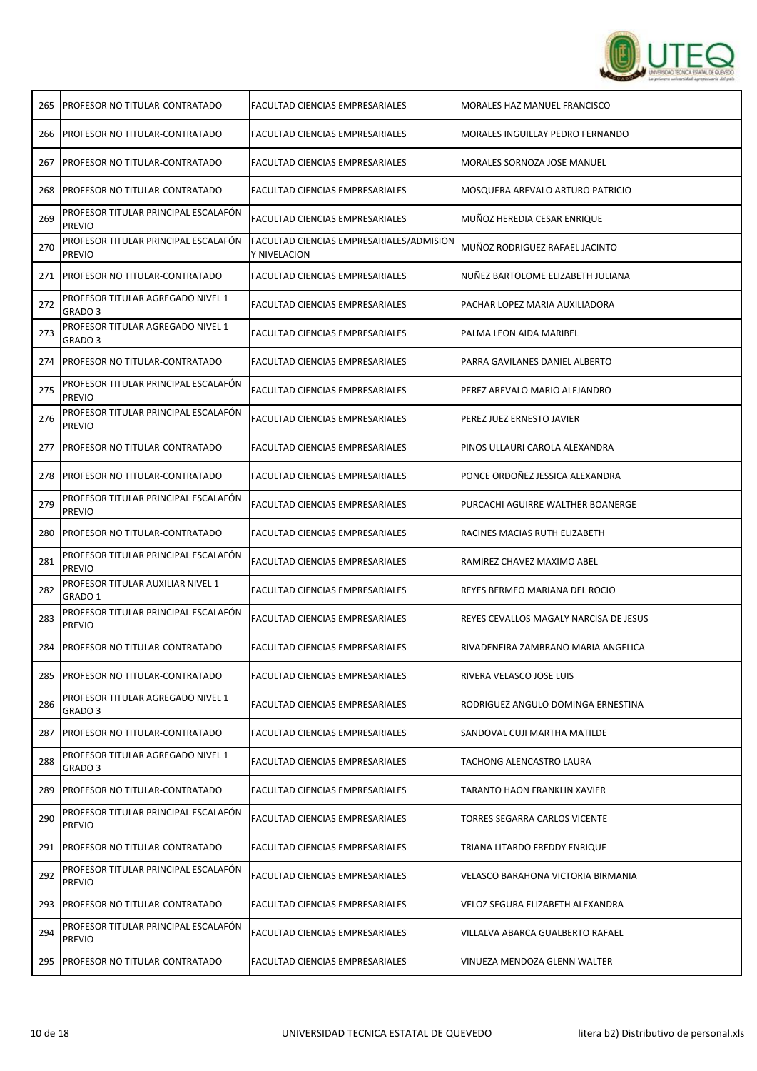| 265 | PROFESOR NO TITULAR-CONTRATADO | FACULTAD CIENCIAS EMPRESARIALES | MORALES HAZ MANUEL FRANCISCO |
|---|---|---|---|
| 266 | PROFESOR NO TITULAR-CONTRATADO | FACULTAD CIENCIAS EMPRESARIALES | MORALES INGUILLAY PEDRO FERNANDO |
| 267 | PROFESOR NO TITULAR-CONTRATADO | FACULTAD CIENCIAS EMPRESARIALES | MORALES SORNOZA JOSE MANUEL |
| 268 | PROFESOR NO TITULAR-CONTRATADO | FACULTAD CIENCIAS EMPRESARIALES | MOSQUERA AREVALO ARTURO PATRICIO |
| 269 | PROFESOR TITULAR PRINCIPAL ESCALAFÓN PREVIO | FACULTAD CIENCIAS EMPRESARIALES | MUÑOZ HEREDIA CESAR ENRIQUE |
| 270 | PROFESOR TITULAR PRINCIPAL ESCALAFÓN PREVIO | FACULTAD CIENCIAS EMPRESARIALES/ADMISION Y NIVELACION | MUÑOZ RODRIGUEZ RAFAEL JACINTO |
| 271 | PROFESOR NO TITULAR-CONTRATADO | FACULTAD CIENCIAS EMPRESARIALES | NUÑEZ BARTOLOME ELIZABETH JULIANA |
| 272 | PROFESOR TITULAR AGREGADO NIVEL 1 GRADO 3 | FACULTAD CIENCIAS EMPRESARIALES | PACHAR LOPEZ MARIA AUXILIADORA |
| 273 | PROFESOR TITULAR AGREGADO NIVEL 1 GRADO 3 | FACULTAD CIENCIAS EMPRESARIALES | PALMA LEON AIDA MARIBEL |
| 274 | PROFESOR NO TITULAR-CONTRATADO | FACULTAD CIENCIAS EMPRESARIALES | PARRA GAVILANES DANIEL ALBERTO |
| 275 | PROFESOR TITULAR PRINCIPAL ESCALAFÓN PREVIO | FACULTAD CIENCIAS EMPRESARIALES | PEREZ AREVALO MARIO ALEJANDRO |
| 276 | PROFESOR TITULAR PRINCIPAL ESCALAFÓN PREVIO | FACULTAD CIENCIAS EMPRESARIALES | PEREZ JUEZ ERNESTO JAVIER |
| 277 | PROFESOR NO TITULAR-CONTRATADO | FACULTAD CIENCIAS EMPRESARIALES | PINOS ULLAURI CAROLA ALEXANDRA |
| 278 | PROFESOR NO TITULAR-CONTRATADO | FACULTAD CIENCIAS EMPRESARIALES | PONCE ORDOÑEZ JESSICA ALEXANDRA |
| 279 | PROFESOR TITULAR PRINCIPAL ESCALAFÓN PREVIO | FACULTAD CIENCIAS EMPRESARIALES | PURCACHI AGUIRRE WALTHER BOANERGE |
| 280 | PROFESOR NO TITULAR-CONTRATADO | FACULTAD CIENCIAS EMPRESARIALES | RACINES MACIAS RUTH ELIZABETH |
| 281 | PROFESOR TITULAR PRINCIPAL ESCALAFÓN PREVIO | FACULTAD CIENCIAS EMPRESARIALES | RAMIREZ CHAVEZ MAXIMO ABEL |
| 282 | PROFESOR TITULAR AUXILIAR NIVEL 1 GRADO 1 | FACULTAD CIENCIAS EMPRESARIALES | REYES BERMEO MARIANA DEL ROCIO |
| 283 | PROFESOR TITULAR PRINCIPAL ESCALAFÓN PREVIO | FACULTAD CIENCIAS EMPRESARIALES | REYES CEVALLOS MAGALY NARCISA DE JESUS |
| 284 | PROFESOR NO TITULAR-CONTRATADO | FACULTAD CIENCIAS EMPRESARIALES | RIVADENEIRA ZAMBRANO MARIA ANGELICA |
| 285 | PROFESOR NO TITULAR-CONTRATADO | FACULTAD CIENCIAS EMPRESARIALES | RIVERA VELASCO JOSE LUIS |
| 286 | PROFESOR TITULAR AGREGADO NIVEL 1 GRADO 3 | FACULTAD CIENCIAS EMPRESARIALES | RODRIGUEZ ANGULO DOMINGA ERNESTINA |
| 287 | PROFESOR NO TITULAR-CONTRATADO | FACULTAD CIENCIAS EMPRESARIALES | SANDOVAL CUJI MARTHA MATILDE |
| 288 | PROFESOR TITULAR AGREGADO NIVEL 1 GRADO 3 | FACULTAD CIENCIAS EMPRESARIALES | TACHONG ALENCASTRO LAURA |
| 289 | PROFESOR NO TITULAR-CONTRATADO | FACULTAD CIENCIAS EMPRESARIALES | TARANTO HAON FRANKLIN XAVIER |
| 290 | PROFESOR TITULAR PRINCIPAL ESCALAFÓN PREVIO | FACULTAD CIENCIAS EMPRESARIALES | TORRES SEGARRA CARLOS VICENTE |
| 291 | PROFESOR NO TITULAR-CONTRATADO | FACULTAD CIENCIAS EMPRESARIALES | TRIANA LITARDO FREDDY ENRIQUE |
| 292 | PROFESOR TITULAR PRINCIPAL ESCALAFÓN PREVIO | FACULTAD CIENCIAS EMPRESARIALES | VELASCO BARAHONA VICTORIA BIRMANIA |
| 293 | PROFESOR NO TITULAR-CONTRATADO | FACULTAD CIENCIAS EMPRESARIALES | VELOZ SEGURA ELIZABETH ALEXANDRA |
| 294 | PROFESOR TITULAR PRINCIPAL ESCALAFÓN PREVIO | FACULTAD CIENCIAS EMPRESARIALES | VILLALVA ABARCA GUALBERTO RAFAEL |
| 295 | PROFESOR NO TITULAR-CONTRATADO | FACULTAD CIENCIAS EMPRESARIALES | VINUEZA MENDOZA GLENN WALTER |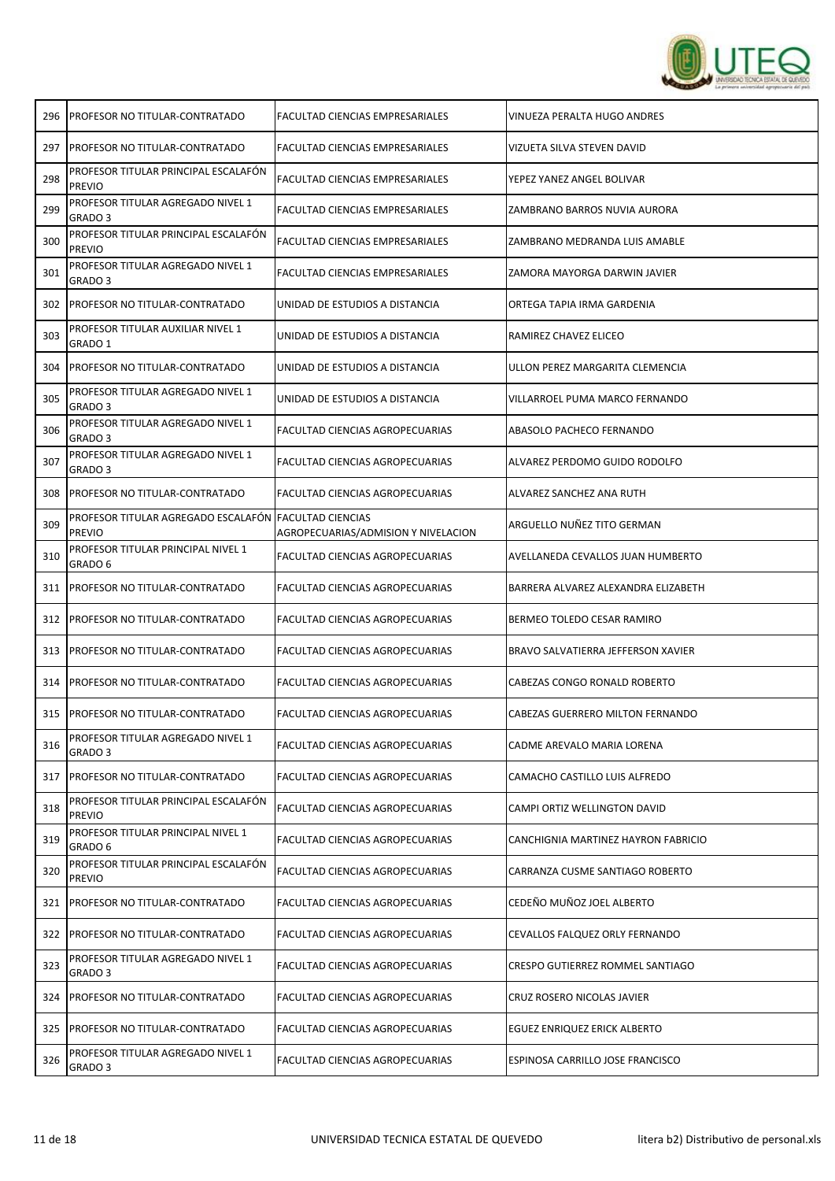| | | | |
|---|---|---|---|
| 296 | PROFESOR NO TITULAR-CONTRATADO | FACULTAD CIENCIAS EMPRESARIALES | VINUEZA PERALTA HUGO ANDRES |
| 297 | PROFESOR NO TITULAR-CONTRATADO | FACULTAD CIENCIAS EMPRESARIALES | VIZUETA SILVA STEVEN DAVID |
| 298 | PROFESOR TITULAR PRINCIPAL ESCALAFÓN PREVIO | FACULTAD CIENCIAS EMPRESARIALES | YEPEZ YANEZ ANGEL BOLIVAR |
| 299 | PROFESOR TITULAR AGREGADO NIVEL 1 GRADO 3 | FACULTAD CIENCIAS EMPRESARIALES | ZAMBRANO BARROS NUVIA AURORA |
| 300 | PROFESOR TITULAR PRINCIPAL ESCALAFÓN PREVIO | FACULTAD CIENCIAS EMPRESARIALES | ZAMBRANO MEDRANDA LUIS AMABLE |
| 301 | PROFESOR TITULAR AGREGADO NIVEL 1 GRADO 3 | FACULTAD CIENCIAS EMPRESARIALES | ZAMORA MAYORGA DARWIN JAVIER |
| 302 | PROFESOR NO TITULAR-CONTRATADO | UNIDAD DE ESTUDIOS A DISTANCIA | ORTEGA TAPIA IRMA GARDENIA |
| 303 | PROFESOR TITULAR AUXILIAR NIVEL 1 GRADO 1 | UNIDAD DE ESTUDIOS A DISTANCIA | RAMIREZ CHAVEZ ELICEO |
| 304 | PROFESOR NO TITULAR-CONTRATADO | UNIDAD DE ESTUDIOS A DISTANCIA | ULLON PEREZ MARGARITA CLEMENCIA |
| 305 | PROFESOR TITULAR AGREGADO NIVEL 1 GRADO 3 | UNIDAD DE ESTUDIOS A DISTANCIA | VILLARROEL PUMA MARCO FERNANDO |
| 306 | PROFESOR TITULAR AGREGADO NIVEL 1 GRADO 3 | FACULTAD CIENCIAS AGROPECUARIAS | ABASOLO PACHECO FERNANDO |
| 307 | PROFESOR TITULAR AGREGADO NIVEL 1 GRADO 3 | FACULTAD CIENCIAS AGROPECUARIAS | ALVAREZ PERDOMO GUIDO RODOLFO |
| 308 | PROFESOR NO TITULAR-CONTRATADO | FACULTAD CIENCIAS AGROPECUARIAS | ALVAREZ SANCHEZ ANA RUTH |
| 309 | PROFESOR TITULAR AGREGADO ESCALAFÓN PREVIO | FACULTAD CIENCIAS AGROPECUARIAS/ADMISION Y NIVELACION | ARGUELLO NUÑEZ TITO GERMAN |
| 310 | PROFESOR TITULAR PRINCIPAL NIVEL 1 GRADO 6 | FACULTAD CIENCIAS AGROPECUARIAS | AVELLANEDA CEVALLOS JUAN HUMBERTO |
| 311 | PROFESOR NO TITULAR-CONTRATADO | FACULTAD CIENCIAS AGROPECUARIAS | BARRERA ALVAREZ ALEXANDRA ELIZABETH |
| 312 | PROFESOR NO TITULAR-CONTRATADO | FACULTAD CIENCIAS AGROPECUARIAS | BERMEO TOLEDO CESAR RAMIRO |
| 313 | PROFESOR NO TITULAR-CONTRATADO | FACULTAD CIENCIAS AGROPECUARIAS | BRAVO SALVATIERRA JEFFERSON XAVIER |
| 314 | PROFESOR NO TITULAR-CONTRATADO | FACULTAD CIENCIAS AGROPECUARIAS | CABEZAS CONGO RONALD ROBERTO |
| 315 | PROFESOR NO TITULAR-CONTRATADO | FACULTAD CIENCIAS AGROPECUARIAS | CABEZAS GUERRERO MILTON FERNANDO |
| 316 | PROFESOR TITULAR AGREGADO NIVEL 1 GRADO 3 | FACULTAD CIENCIAS AGROPECUARIAS | CADME AREVALO MARIA LORENA |
| 317 | PROFESOR NO TITULAR-CONTRATADO | FACULTAD CIENCIAS AGROPECUARIAS | CAMACHO CASTILLO LUIS ALFREDO |
| 318 | PROFESOR TITULAR PRINCIPAL ESCALAFÓN PREVIO | FACULTAD CIENCIAS AGROPECUARIAS | CAMPI ORTIZ WELLINGTON DAVID |
| 319 | PROFESOR TITULAR PRINCIPAL NIVEL 1 GRADO 6 | FACULTAD CIENCIAS AGROPECUARIAS | CANCHIGNIA MARTINEZ HAYRON FABRICIO |
| 320 | PROFESOR TITULAR PRINCIPAL ESCALAFÓN PREVIO | FACULTAD CIENCIAS AGROPECUARIAS | CARRANZA CUSME SANTIAGO ROBERTO |
| 321 | PROFESOR NO TITULAR-CONTRATADO | FACULTAD CIENCIAS AGROPECUARIAS | CEDEÑO MUÑOZ JOEL ALBERTO |
| 322 | PROFESOR NO TITULAR-CONTRATADO | FACULTAD CIENCIAS AGROPECUARIAS | CEVALLOS FALQUEZ ORLY FERNANDO |
| 323 | PROFESOR TITULAR AGREGADO NIVEL 1 GRADO 3 | FACULTAD CIENCIAS AGROPECUARIAS | CRESPO GUTIERREZ ROMMEL SANTIAGO |
| 324 | PROFESOR NO TITULAR-CONTRATADO | FACULTAD CIENCIAS AGROPECUARIAS | CRUZ ROSERO NICOLAS JAVIER |
| 325 | PROFESOR NO TITULAR-CONTRATADO | FACULTAD CIENCIAS AGROPECUARIAS | EGUEZ ENRIQUEZ ERICK ALBERTO |
| 326 | PROFESOR TITULAR AGREGADO NIVEL 1 GRADO 3 | FACULTAD CIENCIAS AGROPECUARIAS | ESPINOSA CARRILLO JOSE FRANCISCO |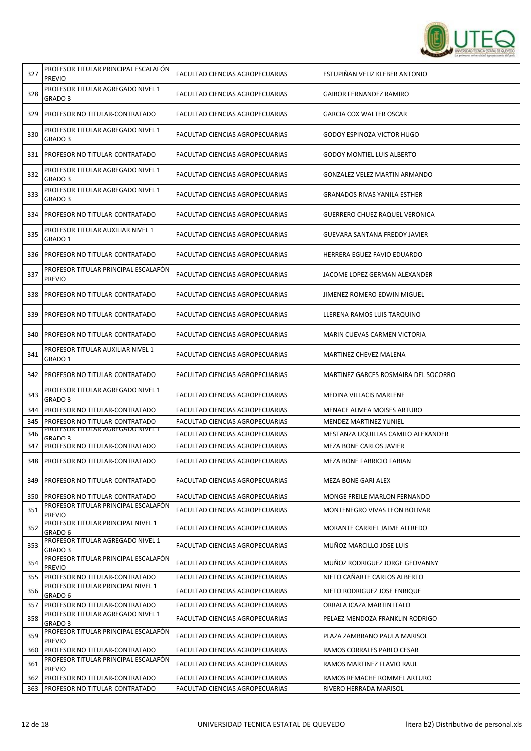| | | | |
|---|---|---|---|
| 327 | PROFESOR TITULAR PRINCIPAL ESCALAFÓN PREVIO | FACULTAD CIENCIAS AGROPECUARIAS | ESTUPIÑAN VELIZ KLEBER ANTONIO |
| 328 | PROFESOR TITULAR AGREGADO NIVEL 1 GRADO 3 | FACULTAD CIENCIAS AGROPECUARIAS | GAIBOR FERNANDEZ RAMIRO |
| 329 | PROFESOR NO TITULAR-CONTRATADO | FACULTAD CIENCIAS AGROPECUARIAS | GARCIA COX WALTER OSCAR |
| 330 | PROFESOR TITULAR AGREGADO NIVEL 1 GRADO 3 | FACULTAD CIENCIAS AGROPECUARIAS | GODOY ESPINOZA VICTOR HUGO |
| 331 | PROFESOR NO TITULAR-CONTRATADO | FACULTAD CIENCIAS AGROPECUARIAS | GODOY MONTIEL LUIS ALBERTO |
| 332 | PROFESOR TITULAR AGREGADO NIVEL 1 GRADO 3 | FACULTAD CIENCIAS AGROPECUARIAS | GONZALEZ VELEZ MARTIN ARMANDO |
| 333 | PROFESOR TITULAR AGREGADO NIVEL 1 GRADO 3 | FACULTAD CIENCIAS AGROPECUARIAS | GRANADOS RIVAS YANILA ESTHER |
| 334 | PROFESOR NO TITULAR-CONTRATADO | FACULTAD CIENCIAS AGROPECUARIAS | GUERRERO CHUEZ RAQUEL VERONICA |
| 335 | PROFESOR TITULAR AUXILIAR NIVEL 1 GRADO 1 | FACULTAD CIENCIAS AGROPECUARIAS | GUEVARA SANTANA FREDDY JAVIER |
| 336 | PROFESOR NO TITULAR-CONTRATADO | FACULTAD CIENCIAS AGROPECUARIAS | HERRERA EGUEZ FAVIO EDUARDO |
| 337 | PROFESOR TITULAR PRINCIPAL ESCALAFÓN PREVIO | FACULTAD CIENCIAS AGROPECUARIAS | JACOME LOPEZ GERMAN ALEXANDER |
| 338 | PROFESOR NO TITULAR-CONTRATADO | FACULTAD CIENCIAS AGROPECUARIAS | JIMENEZ ROMERO EDWIN MIGUEL |
| 339 | PROFESOR NO TITULAR-CONTRATADO | FACULTAD CIENCIAS AGROPECUARIAS | LLERENA RAMOS LUIS TARQUINO |
| 340 | PROFESOR NO TITULAR-CONTRATADO | FACULTAD CIENCIAS AGROPECUARIAS | MARIN CUEVAS CARMEN VICTORIA |
| 341 | PROFESOR TITULAR AUXILIAR NIVEL 1 GRADO 1 | FACULTAD CIENCIAS AGROPECUARIAS | MARTINEZ CHEVEZ MALENA |
| 342 | PROFESOR NO TITULAR-CONTRATADO | FACULTAD CIENCIAS AGROPECUARIAS | MARTINEZ GARCES ROSMAIRA DEL SOCORRO |
| 343 | PROFESOR TITULAR AGREGADO NIVEL 1 GRADO 3 | FACULTAD CIENCIAS AGROPECUARIAS | MEDINA VILLACIS MARLENE |
| 344 | PROFESOR NO TITULAR-CONTRATADO | FACULTAD CIENCIAS AGROPECUARIAS | MENACE ALMEA MOISES ARTURO |
| 345 | PROFESOR NO TITULAR-CONTRATADO | FACULTAD CIENCIAS AGROPECUARIAS | MENDEZ MARTINEZ YUNIEL |
| 346 | PROFESOR TITULAR AGREGADO NIVEL 1 GRADO 3 | FACULTAD CIENCIAS AGROPECUARIAS | MESTANZA UQUILLAS CAMILO ALEXANDER |
| 347 | PROFESOR NO TITULAR-CONTRATADO | FACULTAD CIENCIAS AGROPECUARIAS | MEZA BONE CARLOS JAVIER |
| 348 | PROFESOR NO TITULAR-CONTRATADO | FACULTAD CIENCIAS AGROPECUARIAS | MEZA BONE FABRICIO FABIAN |
| 349 | PROFESOR NO TITULAR-CONTRATADO | FACULTAD CIENCIAS AGROPECUARIAS | MEZA BONE GARI ALEX |
| 350 | PROFESOR NO TITULAR-CONTRATADO | FACULTAD CIENCIAS AGROPECUARIAS | MONGE FREILE MARLON FERNANDO |
| 351 | PROFESOR TITULAR PRINCIPAL ESCALAFÓN PREVIO | FACULTAD CIENCIAS AGROPECUARIAS | MONTENEGRO VIVAS LEON BOLIVAR |
| 352 | PROFESOR TITULAR PRINCIPAL NIVEL 1 GRADO 6 | FACULTAD CIENCIAS AGROPECUARIAS | MORANTE CARRIEL JAIME ALFREDO |
| 353 | PROFESOR TITULAR AGREGADO NIVEL 1 GRADO 3 | FACULTAD CIENCIAS AGROPECUARIAS | MUÑOZ MARCILLO JOSE LUIS |
| 354 | PROFESOR TITULAR PRINCIPAL ESCALAFÓN PREVIO | FACULTAD CIENCIAS AGROPECUARIAS | MUÑOZ RODRIGUEZ JORGE GEOVANNY |
| 355 | PROFESOR NO TITULAR-CONTRATADO | FACULTAD CIENCIAS AGROPECUARIAS | NIETO CAÑARTE CARLOS ALBERTO |
| 356 | PROFESOR TITULAR PRINCIPAL NIVEL 1 GRADO 6 | FACULTAD CIENCIAS AGROPECUARIAS | NIETO RODRIGUEZ JOSE ENRIQUE |
| 357 | PROFESOR NO TITULAR-CONTRATADO | FACULTAD CIENCIAS AGROPECUARIAS | ORRALA ICAZA MARTIN ITALO |
| 358 | PROFESOR TITULAR AGREGADO NIVEL 1 GRADO 3 | FACULTAD CIENCIAS AGROPECUARIAS | PELAEZ MENDOZA FRANKLIN RODRIGO |
| 359 | PROFESOR TITULAR PRINCIPAL ESCALAFÓN PREVIO | FACULTAD CIENCIAS AGROPECUARIAS | PLAZA ZAMBRANO PAULA MARISOL |
| 360 | PROFESOR NO TITULAR-CONTRATADO | FACULTAD CIENCIAS AGROPECUARIAS | RAMOS CORRALES PABLO CESAR |
| 361 | PROFESOR TITULAR PRINCIPAL ESCALAFÓN PREVIO | FACULTAD CIENCIAS AGROPECUARIAS | RAMOS MARTINEZ FLAVIO RAUL |
| 362 | PROFESOR NO TITULAR-CONTRATADO | FACULTAD CIENCIAS AGROPECUARIAS | RAMOS REMACHE ROMMEL ARTURO |
| 363 | PROFESOR NO TITULAR-CONTRATADO | FACULTAD CIENCIAS AGROPECUARIAS | RIVERO HERRADA MARISOL |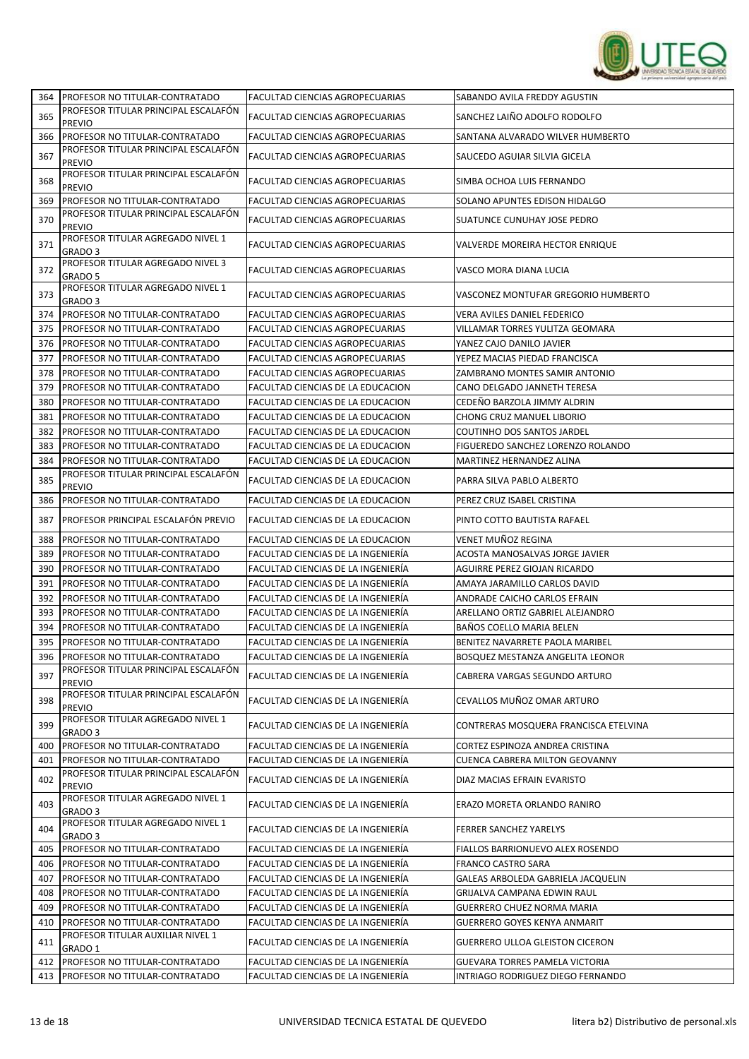| 364 | PROFESOR NO TITULAR-CONTRATADO | FACULTAD CIENCIAS AGROPECUARIAS | SABANDO AVILA FREDDY AGUSTIN |
|---|---|---|---|
| 365 | PROFESOR TITULAR PRINCIPAL ESCALAFÓN PREVIO | FACULTAD CIENCIAS AGROPECUARIAS | SANCHEZ LAIÑO ADOLFO RODOLFO |
| 366 | PROFESOR NO TITULAR-CONTRATADO | FACULTAD CIENCIAS AGROPECUARIAS | SANTANA ALVARADO WILVER HUMBERTO |
| 367 | PROFESOR TITULAR PRINCIPAL ESCALAFÓN PREVIO | FACULTAD CIENCIAS AGROPECUARIAS | SAUCEDO AGUIAR SILVIA GICELA |
| 368 | PROFESOR TITULAR PRINCIPAL ESCALAFÓN PREVIO | FACULTAD CIENCIAS AGROPECUARIAS | SIMBA OCHOA LUIS FERNANDO |
| 369 | PROFESOR NO TITULAR-CONTRATADO | FACULTAD CIENCIAS AGROPECUARIAS | SOLANO APUNTES EDISON HIDALGO |
| 370 | PROFESOR TITULAR PRINCIPAL ESCALAFÓN PREVIO | FACULTAD CIENCIAS AGROPECUARIAS | SUATUNCE CUNUHAY JOSE PEDRO |
| 371 | PROFESOR TITULAR AGREGADO NIVEL 1 GRADO 3 | FACULTAD CIENCIAS AGROPECUARIAS | VALVERDE MOREIRA HECTOR ENRIQUE |
| 372 | PROFESOR TITULAR AGREGADO NIVEL 3 GRADO 5 | FACULTAD CIENCIAS AGROPECUARIAS | VASCO MORA DIANA LUCIA |
| 373 | PROFESOR TITULAR AGREGADO NIVEL 1 GRADO 3 | FACULTAD CIENCIAS AGROPECUARIAS | VASCONEZ MONTUFAR GREGORIO HUMBERTO |
| 374 | PROFESOR NO TITULAR-CONTRATADO | FACULTAD CIENCIAS AGROPECUARIAS | VERA AVILES DANIEL FEDERICO |
| 375 | PROFESOR NO TITULAR-CONTRATADO | FACULTAD CIENCIAS AGROPECUARIAS | VILLAMAR TORRES YULITZA GEOMARA |
| 376 | PROFESOR NO TITULAR-CONTRATADO | FACULTAD CIENCIAS AGROPECUARIAS | YANEZ CAJO DANILO JAVIER |
| 377 | PROFESOR NO TITULAR-CONTRATADO | FACULTAD CIENCIAS AGROPECUARIAS | YEPEZ MACIAS PIEDAD FRANCISCA |
| 378 | PROFESOR NO TITULAR-CONTRATADO | FACULTAD CIENCIAS AGROPECUARIAS | ZAMBRANO MONTES SAMIR ANTONIO |
| 379 | PROFESOR NO TITULAR-CONTRATADO | FACULTAD CIENCIAS DE LA EDUCACION | CANO DELGADO JANNETH TERESA |
| 380 | PROFESOR NO TITULAR-CONTRATADO | FACULTAD CIENCIAS DE LA EDUCACION | CEDEÑO BARZOLA JIMMY ALDRIN |
| 381 | PROFESOR NO TITULAR-CONTRATADO | FACULTAD CIENCIAS DE LA EDUCACION | CHONG CRUZ MANUEL LIBORIO |
| 382 | PROFESOR NO TITULAR-CONTRATADO | FACULTAD CIENCIAS DE LA EDUCACION | COUTINHO DOS SANTOS JARDEL |
| 383 | PROFESOR NO TITULAR-CONTRATADO | FACULTAD CIENCIAS DE LA EDUCACION | FIGUEREDO SANCHEZ LORENZO ROLANDO |
| 384 | PROFESOR NO TITULAR-CONTRATADO | FACULTAD CIENCIAS DE LA EDUCACION | MARTINEZ HERNANDEZ ALINA |
| 385 | PROFESOR TITULAR PRINCIPAL ESCALAFÓN PREVIO | FACULTAD CIENCIAS DE LA EDUCACION | PARRA SILVA PABLO ALBERTO |
| 386 | PROFESOR NO TITULAR-CONTRATADO | FACULTAD CIENCIAS DE LA EDUCACION | PEREZ CRUZ ISABEL CRISTINA |
| 387 | PROFESOR PRINCIPAL ESCALAFÓN PREVIO | FACULTAD CIENCIAS DE LA EDUCACION | PINTO COTTO BAUTISTA RAFAEL |
| 388 | PROFESOR NO TITULAR-CONTRATADO | FACULTAD CIENCIAS DE LA EDUCACION | VENET MUÑOZ REGINA |
| 389 | PROFESOR NO TITULAR-CONTRATADO | FACULTAD CIENCIAS DE LA INGENIERÍA | ACOSTA MANOSALVAS JORGE JAVIER |
| 390 | PROFESOR NO TITULAR-CONTRATADO | FACULTAD CIENCIAS DE LA INGENIERÍA | AGUIRRE PEREZ GIOJAN RICARDO |
| 391 | PROFESOR NO TITULAR-CONTRATADO | FACULTAD CIENCIAS DE LA INGENIERÍA | AMAYA JARAMILLO CARLOS DAVID |
| 392 | PROFESOR NO TITULAR-CONTRATADO | FACULTAD CIENCIAS DE LA INGENIERÍA | ANDRADE CAICHO CARLOS EFRAIN |
| 393 | PROFESOR NO TITULAR-CONTRATADO | FACULTAD CIENCIAS DE LA INGENIERÍA | ARELLANO ORTIZ GABRIEL ALEJANDRO |
| 394 | PROFESOR NO TITULAR-CONTRATADO | FACULTAD CIENCIAS DE LA INGENIERÍA | BAÑOS COELLO MARIA BELEN |
| 395 | PROFESOR NO TITULAR-CONTRATADO | FACULTAD CIENCIAS DE LA INGENIERÍA | BENITEZ NAVARRETE PAOLA MARIBEL |
| 396 | PROFESOR NO TITULAR-CONTRATADO | FACULTAD CIENCIAS DE LA INGENIERÍA | BOSQUEZ MESTANZA ANGELITA LEONOR |
| 397 | PROFESOR TITULAR PRINCIPAL ESCALAFÓN PREVIO | FACULTAD CIENCIAS DE LA INGENIERÍA | CABRERA VARGAS SEGUNDO ARTURO |
| 398 | PROFESOR TITULAR PRINCIPAL ESCALAFÓN PREVIO | FACULTAD CIENCIAS DE LA INGENIERÍA | CEVALLOS MUÑOZ OMAR ARTURO |
| 399 | PROFESOR TITULAR AGREGADO NIVEL 1 GRADO 3 | FACULTAD CIENCIAS DE LA INGENIERÍA | CONTRERAS MOSQUERA FRANCISCA ETELVINA |
| 400 | PROFESOR NO TITULAR-CONTRATADO | FACULTAD CIENCIAS DE LA INGENIERÍA | CORTEZ ESPINOZA ANDREA CRISTINA |
| 401 | PROFESOR NO TITULAR-CONTRATADO | FACULTAD CIENCIAS DE LA INGENIERÍA | CUENCA CABRERA MILTON GEOVANNY |
| 402 | PROFESOR TITULAR PRINCIPAL ESCALAFÓN PREVIO | FACULTAD CIENCIAS DE LA INGENIERÍA | DIAZ MACIAS EFRAIN EVARISTO |
| 403 | PROFESOR TITULAR AGREGADO NIVEL 1 GRADO 3 | FACULTAD CIENCIAS DE LA INGENIERÍA | ERAZO MORETA ORLANDO RANIRO |
| 404 | PROFESOR TITULAR AGREGADO NIVEL 1 GRADO 3 | FACULTAD CIENCIAS DE LA INGENIERÍA | FERRER SANCHEZ YARELYS |
| 405 | PROFESOR NO TITULAR-CONTRATADO | FACULTAD CIENCIAS DE LA INGENIERÍA | FIALLOS BARRIONUEVO ALEX ROSENDO |
| 406 | PROFESOR NO TITULAR-CONTRATADO | FACULTAD CIENCIAS DE LA INGENIERÍA | FRANCO CASTRO SARA |
| 407 | PROFESOR NO TITULAR-CONTRATADO | FACULTAD CIENCIAS DE LA INGENIERÍA | GALEAS ARBOLEDA GABRIELA JACQUELIN |
| 408 | PROFESOR NO TITULAR-CONTRATADO | FACULTAD CIENCIAS DE LA INGENIERÍA | GRIJALVA CAMPANA EDWIN RAUL |
| 409 | PROFESOR NO TITULAR-CONTRATADO | FACULTAD CIENCIAS DE LA INGENIERÍA | GUERRERO CHUEZ NORMA MARIA |
| 410 | PROFESOR NO TITULAR-CONTRATADO | FACULTAD CIENCIAS DE LA INGENIERÍA | GUERRERO GOYES KENYA ANMARIT |
| 411 | PROFESOR TITULAR AUXILIAR NIVEL 1 GRADO 1 | FACULTAD CIENCIAS DE LA INGENIERÍA | GUERRERO ULLOA GLEISTON CICERON |
| 412 | PROFESOR NO TITULAR-CONTRATADO | FACULTAD CIENCIAS DE LA INGENIERÍA | GUEVARA TORRES PAMELA VICTORIA |
| 413 | PROFESOR NO TITULAR-CONTRATADO | FACULTAD CIENCIAS DE LA INGENIERÍA | INTRIAGO RODRIGUEZ DIEGO FERNANDO |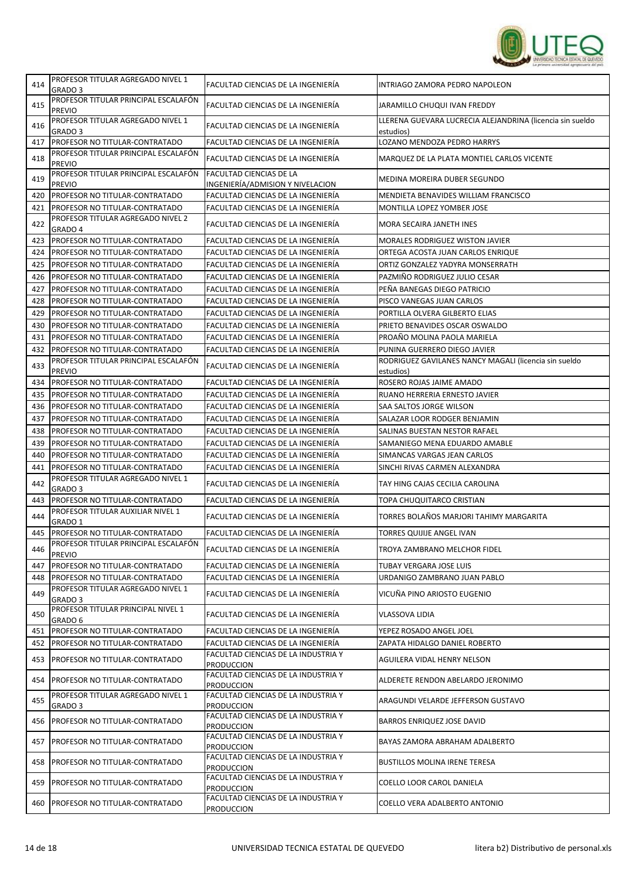| | | | |
|---|---|---|---|
| 414 | PROFESOR TITULAR AGREGADO NIVEL 1 GRADO 3 | FACULTAD CIENCIAS DE LA INGENIERÍA | INTRIAGO ZAMORA PEDRO NAPOLEON |
| 415 | PROFESOR TITULAR PRINCIPAL ESCALAFÓN PREVIO | FACULTAD CIENCIAS DE LA INGENIERÍA | JARAMILLO CHUQUI IVAN FREDDY |
| 416 | PROFESOR TITULAR AGREGADO NIVEL 1 GRADO 3 | FACULTAD CIENCIAS DE LA INGENIERÍA | LLERENA GUEVARA LUCRECIA ALEJANDRINA (licencia sin sueldo estudios) |
| 417 | PROFESOR NO TITULAR-CONTRATADO | FACULTAD CIENCIAS DE LA INGENIERÍA | LOZANO MENDOZA PEDRO HARRYS |
| 418 | PROFESOR TITULAR PRINCIPAL ESCALAFÓN PREVIO | FACULTAD CIENCIAS DE LA INGENIERÍA | MARQUEZ DE LA PLATA MONTIEL CARLOS VICENTE |
| 419 | PROFESOR TITULAR PRINCIPAL ESCALAFÓN PREVIO | FACULTAD CIENCIAS DE LA INGENIERÍA/ADMISION Y NIVELACION | MEDINA MOREIRA DUBER SEGUNDO |
| 420 | PROFESOR NO TITULAR-CONTRATADO | FACULTAD CIENCIAS DE LA INGENIERÍA | MENDIETA BENAVIDES WILLIAM FRANCISCO |
| 421 | PROFESOR NO TITULAR-CONTRATADO | FACULTAD CIENCIAS DE LA INGENIERÍA | MONTILLA LOPEZ YOMBER JOSE |
| 422 | PROFESOR TITULAR AGREGADO NIVEL 2 GRADO 4 | FACULTAD CIENCIAS DE LA INGENIERÍA | MORA SECAIRA JANETH INES |
| 423 | PROFESOR NO TITULAR-CONTRATADO | FACULTAD CIENCIAS DE LA INGENIERÍA | MORALES RODRIGUEZ WISTON JAVIER |
| 424 | PROFESOR NO TITULAR-CONTRATADO | FACULTAD CIENCIAS DE LA INGENIERÍA | ORTEGA ACOSTA JUAN CARLOS ENRIQUE |
| 425 | PROFESOR NO TITULAR-CONTRATADO | FACULTAD CIENCIAS DE LA INGENIERÍA | ORTIZ GONZALEZ YADYRA MONSERRATH |
| 426 | PROFESOR NO TITULAR-CONTRATADO | FACULTAD CIENCIAS DE LA INGENIERÍA | PAZMIÑO RODRIGUEZ JULIO CESAR |
| 427 | PROFESOR NO TITULAR-CONTRATADO | FACULTAD CIENCIAS DE LA INGENIERÍA | PEÑA BANEGAS DIEGO PATRICIO |
| 428 | PROFESOR NO TITULAR-CONTRATADO | FACULTAD CIENCIAS DE LA INGENIERÍA | PISCO VANEGAS JUAN CARLOS |
| 429 | PROFESOR NO TITULAR-CONTRATADO | FACULTAD CIENCIAS DE LA INGENIERÍA | PORTILLA OLVERA GILBERTO ELIAS |
| 430 | PROFESOR NO TITULAR-CONTRATADO | FACULTAD CIENCIAS DE LA INGENIERÍA | PRIETO BENAVIDES OSCAR OSWALDO |
| 431 | PROFESOR NO TITULAR-CONTRATADO | FACULTAD CIENCIAS DE LA INGENIERÍA | PROAÑO MOLINA PAOLA MARIELA |
| 432 | PROFESOR NO TITULAR-CONTRATADO | FACULTAD CIENCIAS DE LA INGENIERÍA | PUNINA GUERRERO DIEGO JAVIER |
| 433 | PROFESOR TITULAR PRINCIPAL ESCALAFÓN PREVIO | FACULTAD CIENCIAS DE LA INGENIERÍA | RODRIGUEZ GAVILANES NANCY MAGALI (licencia sin sueldo estudios) |
| 434 | PROFESOR NO TITULAR-CONTRATADO | FACULTAD CIENCIAS DE LA INGENIERÍA | ROSERO ROJAS JAIME AMADO |
| 435 | PROFESOR NO TITULAR-CONTRATADO | FACULTAD CIENCIAS DE LA INGENIERÍA | RUANO HERRERIA ERNESTO JAVIER |
| 436 | PROFESOR NO TITULAR-CONTRATADO | FACULTAD CIENCIAS DE LA INGENIERÍA | SAA SALTOS JORGE WILSON |
| 437 | PROFESOR NO TITULAR-CONTRATADO | FACULTAD CIENCIAS DE LA INGENIERÍA | SALAZAR LOOR RODGER BENJAMIN |
| 438 | PROFESOR NO TITULAR-CONTRATADO | FACULTAD CIENCIAS DE LA INGENIERÍA | SALINAS BUESTAN NESTOR RAFAEL |
| 439 | PROFESOR NO TITULAR-CONTRATADO | FACULTAD CIENCIAS DE LA INGENIERÍA | SAMANIEGO MENA EDUARDO AMABLE |
| 440 | PROFESOR NO TITULAR-CONTRATADO | FACULTAD CIENCIAS DE LA INGENIERÍA | SIMANCAS VARGAS JEAN CARLOS |
| 441 | PROFESOR NO TITULAR-CONTRATADO | FACULTAD CIENCIAS DE LA INGENIERÍA | SINCHI RIVAS CARMEN ALEXANDRA |
| 442 | PROFESOR TITULAR AGREGADO NIVEL 1 GRADO 3 | FACULTAD CIENCIAS DE LA INGENIERÍA | TAY HING CAJAS CECILIA CAROLINA |
| 443 | PROFESOR NO TITULAR-CONTRATADO | FACULTAD CIENCIAS DE LA INGENIERÍA | TOPA CHUQUITARCO CRISTIAN |
| 444 | PROFESOR TITULAR AUXILIAR NIVEL 1 GRADO 1 | FACULTAD CIENCIAS DE LA INGENIERÍA | TORRES BOLAÑOS MARJORI TAHIMY MARGARITA |
| 445 | PROFESOR NO TITULAR-CONTRATADO | FACULTAD CIENCIAS DE LA INGENIERÍA | TORRES QUIJIJE ANGEL IVAN |
| 446 | PROFESOR TITULAR PRINCIPAL ESCALAFÓN PREVIO | FACULTAD CIENCIAS DE LA INGENIERÍA | TROYA ZAMBRANO MELCHOR FIDEL |
| 447 | PROFESOR NO TITULAR-CONTRATADO | FACULTAD CIENCIAS DE LA INGENIERÍA | TUBAY VERGARA JOSE LUIS |
| 448 | PROFESOR NO TITULAR-CONTRATADO | FACULTAD CIENCIAS DE LA INGENIERÍA | URDANIGO ZAMBRANO JUAN PABLO |
| 449 | PROFESOR TITULAR AGREGADO NIVEL 1 GRADO 3 | FACULTAD CIENCIAS DE LA INGENIERÍA | VICUÑA PINO ARIOSTO EUGENIO |
| 450 | PROFESOR TITULAR PRINCIPAL NIVEL 1 GRADO 6 | FACULTAD CIENCIAS DE LA INGENIERÍA | VLASSOVA LIDIA |
| 451 | PROFESOR NO TITULAR-CONTRATADO | FACULTAD CIENCIAS DE LA INGENIERÍA | YEPEZ ROSADO ANGEL JOEL |
| 452 | PROFESOR NO TITULAR-CONTRATADO | FACULTAD CIENCIAS DE LA INGENIERÍA | ZAPATA HIDALGO DANIEL ROBERTO |
| 453 | PROFESOR NO TITULAR-CONTRATADO | FACULTAD CIENCIAS DE LA INDUSTRIA Y PRODUCCION | AGUILERA VIDAL HENRY NELSON |
| 454 | PROFESOR NO TITULAR-CONTRATADO | FACULTAD CIENCIAS DE LA INDUSTRIA Y PRODUCCION | ALDERETE RENDON ABELARDO JERONIMO |
| 455 | PROFESOR TITULAR AGREGADO NIVEL 1 GRADO 3 | FACULTAD CIENCIAS DE LA INDUSTRIA Y PRODUCCION | ARAGUNDI VELARDE JEFFERSON GUSTAVO |
| 456 | PROFESOR NO TITULAR-CONTRATADO | FACULTAD CIENCIAS DE LA INDUSTRIA Y PRODUCCION | BARROS ENRIQUEZ JOSE DAVID |
| 457 | PROFESOR NO TITULAR-CONTRATADO | FACULTAD CIENCIAS DE LA INDUSTRIA Y PRODUCCION | BAYAS ZAMORA ABRAHAM ADALBERTO |
| 458 | PROFESOR NO TITULAR-CONTRATADO | FACULTAD CIENCIAS DE LA INDUSTRIA Y PRODUCCION | BUSTILLOS MOLINA IRENE TERESA |
| 459 | PROFESOR NO TITULAR-CONTRATADO | FACULTAD CIENCIAS DE LA INDUSTRIA Y PRODUCCION | COELLO LOOR CAROL DANIELA |
| 460 | PROFESOR NO TITULAR-CONTRATADO | FACULTAD CIENCIAS DE LA INDUSTRIA Y PRODUCCION | COELLO VERA ADALBERTO ANTONIO |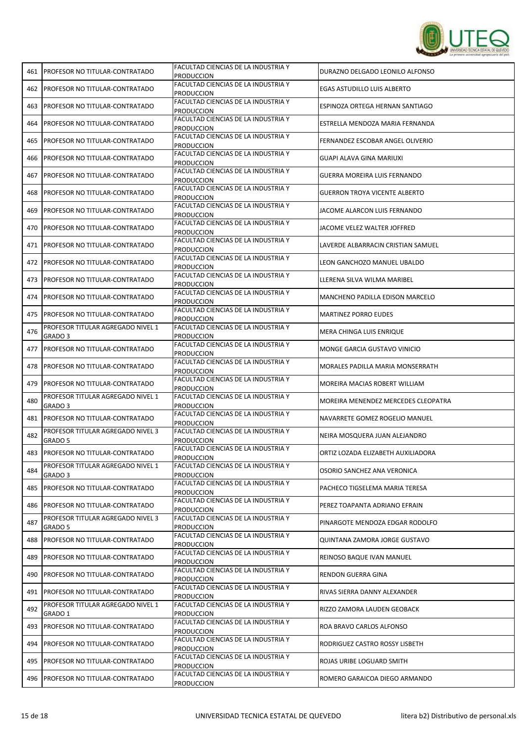| 461 | PROFESOR NO TITULAR-CONTRATADO | FACULTAD CIENCIAS DE LA INDUSTRIA Y PRODUCCION | DURAZNO DELGADO LEONILO ALFONSO |
|---|---|---|---|
| 462 | PROFESOR NO TITULAR-CONTRATADO | FACULTAD CIENCIAS DE LA INDUSTRIA Y PRODUCCION | EGAS ASTUDILLO LUIS ALBERTO |
| 463 | PROFESOR NO TITULAR-CONTRATADO | FACULTAD CIENCIAS DE LA INDUSTRIA Y PRODUCCION | ESPINOZA ORTEGA HERNAN SANTIAGO |
| 464 | PROFESOR NO TITULAR-CONTRATADO | FACULTAD CIENCIAS DE LA INDUSTRIA Y PRODUCCION | ESTRELLA MENDOZA MARIA FERNANDA |
| 465 | PROFESOR NO TITULAR-CONTRATADO | FACULTAD CIENCIAS DE LA INDUSTRIA Y PRODUCCION | FERNANDEZ ESCOBAR ANGEL OLIVERIO |
| 466 | PROFESOR NO TITULAR-CONTRATADO | FACULTAD CIENCIAS DE LA INDUSTRIA Y PRODUCCION | GUAPI ALAVA GINA MARIUXI |
| 467 | PROFESOR NO TITULAR-CONTRATADO | FACULTAD CIENCIAS DE LA INDUSTRIA Y PRODUCCION | GUERRA MOREIRA LUIS FERNANDO |
| 468 | PROFESOR NO TITULAR-CONTRATADO | FACULTAD CIENCIAS DE LA INDUSTRIA Y PRODUCCION | GUERRON TROYA VICENTE ALBERTO |
| 469 | PROFESOR NO TITULAR-CONTRATADO | FACULTAD CIENCIAS DE LA INDUSTRIA Y PRODUCCION | JACOME ALARCON LUIS FERNANDO |
| 470 | PROFESOR NO TITULAR-CONTRATADO | FACULTAD CIENCIAS DE LA INDUSTRIA Y PRODUCCION | JACOME VELEZ WALTER JOFFRED |
| 471 | PROFESOR NO TITULAR-CONTRATADO | FACULTAD CIENCIAS DE LA INDUSTRIA Y PRODUCCION | LAVERDE ALBARRACIN CRISTIAN SAMUEL |
| 472 | PROFESOR NO TITULAR-CONTRATADO | FACULTAD CIENCIAS DE LA INDUSTRIA Y PRODUCCION | LEON GANCHOZO MANUEL UBALDO |
| 473 | PROFESOR NO TITULAR-CONTRATADO | FACULTAD CIENCIAS DE LA INDUSTRIA Y PRODUCCION | LLERENA SILVA WILMA MARIBEL |
| 474 | PROFESOR NO TITULAR-CONTRATADO | FACULTAD CIENCIAS DE LA INDUSTRIA Y PRODUCCION | MANCHENO PADILLA EDISON MARCELO |
| 475 | PROFESOR NO TITULAR-CONTRATADO | FACULTAD CIENCIAS DE LA INDUSTRIA Y PRODUCCION | MARTINEZ PORRO EUDES |
| 476 | PROFESOR TITULAR AGREGADO NIVEL 1 GRADO 3 | FACULTAD CIENCIAS DE LA INDUSTRIA Y PRODUCCION | MERA CHINGA LUIS ENRIQUE |
| 477 | PROFESOR NO TITULAR-CONTRATADO | FACULTAD CIENCIAS DE LA INDUSTRIA Y PRODUCCION | MONGE GARCIA GUSTAVO VINICIO |
| 478 | PROFESOR NO TITULAR-CONTRATADO | FACULTAD CIENCIAS DE LA INDUSTRIA Y PRODUCCION | MORALES PADILLA MARIA MONSERRATH |
| 479 | PROFESOR NO TITULAR-CONTRATADO | FACULTAD CIENCIAS DE LA INDUSTRIA Y PRODUCCION | MOREIRA MACIAS ROBERT WILLIAM |
| 480 | PROFESOR TITULAR AGREGADO NIVEL 1 GRADO 3 | FACULTAD CIENCIAS DE LA INDUSTRIA Y PRODUCCION | MOREIRA MENENDEZ MERCEDES CLEOPATRA |
| 481 | PROFESOR NO TITULAR-CONTRATADO | FACULTAD CIENCIAS DE LA INDUSTRIA Y PRODUCCION | NAVARRETE GOMEZ ROGELIO MANUEL |
| 482 | PROFESOR TITULAR AGREGADO NIVEL 3 GRADO 5 | FACULTAD CIENCIAS DE LA INDUSTRIA Y PRODUCCION | NEIRA MOSQUERA JUAN ALEJANDRO |
| 483 | PROFESOR NO TITULAR-CONTRATADO | FACULTAD CIENCIAS DE LA INDUSTRIA Y PRODUCCION | ORTIZ LOZADA ELIZABETH AUXILIADORA |
| 484 | PROFESOR TITULAR AGREGADO NIVEL 1 GRADO 3 | FACULTAD CIENCIAS DE LA INDUSTRIA Y PRODUCCION | OSORIO SANCHEZ ANA VERONICA |
| 485 | PROFESOR NO TITULAR-CONTRATADO | FACULTAD CIENCIAS DE LA INDUSTRIA Y PRODUCCION | PACHECO TIGSELEMA MARIA TERESA |
| 486 | PROFESOR NO TITULAR-CONTRATADO | FACULTAD CIENCIAS DE LA INDUSTRIA Y PRODUCCION | PEREZ TOAPANTA ADRIANO EFRAIN |
| 487 | PROFESOR TITULAR AGREGADO NIVEL 3 GRADO 5 | FACULTAD CIENCIAS DE LA INDUSTRIA Y PRODUCCION | PINARGOTE MENDOZA EDGAR RODOLFO |
| 488 | PROFESOR NO TITULAR-CONTRATADO | FACULTAD CIENCIAS DE LA INDUSTRIA Y PRODUCCION | QUINTANA ZAMORA JORGE GUSTAVO |
| 489 | PROFESOR NO TITULAR-CONTRATADO | FACULTAD CIENCIAS DE LA INDUSTRIA Y PRODUCCION | REINOSO BAQUE IVAN MANUEL |
| 490 | PROFESOR NO TITULAR-CONTRATADO | FACULTAD CIENCIAS DE LA INDUSTRIA Y PRODUCCION | RENDON GUERRA GINA |
| 491 | PROFESOR NO TITULAR-CONTRATADO | FACULTAD CIENCIAS DE LA INDUSTRIA Y PRODUCCION | RIVAS SIERRA DANNY ALEXANDER |
| 492 | PROFESOR TITULAR AGREGADO NIVEL 1 GRADO 1 | FACULTAD CIENCIAS DE LA INDUSTRIA Y PRODUCCION | RIZZO ZAMORA LAUDEN GEOBACK |
| 493 | PROFESOR NO TITULAR-CONTRATADO | FACULTAD CIENCIAS DE LA INDUSTRIA Y PRODUCCION | ROA BRAVO CARLOS ALFONSO |
| 494 | PROFESOR NO TITULAR-CONTRATADO | FACULTAD CIENCIAS DE LA INDUSTRIA Y PRODUCCION | RODRIGUEZ CASTRO ROSSY LISBETH |
| 495 | PROFESOR NO TITULAR-CONTRATADO | FACULTAD CIENCIAS DE LA INDUSTRIA Y PRODUCCION | ROJAS URIBE LOGUARD SMITH |
| 496 | PROFESOR NO TITULAR-CONTRATADO | FACULTAD CIENCIAS DE LA INDUSTRIA Y PRODUCCION | ROMERO GARAICOA DIEGO ARMANDO |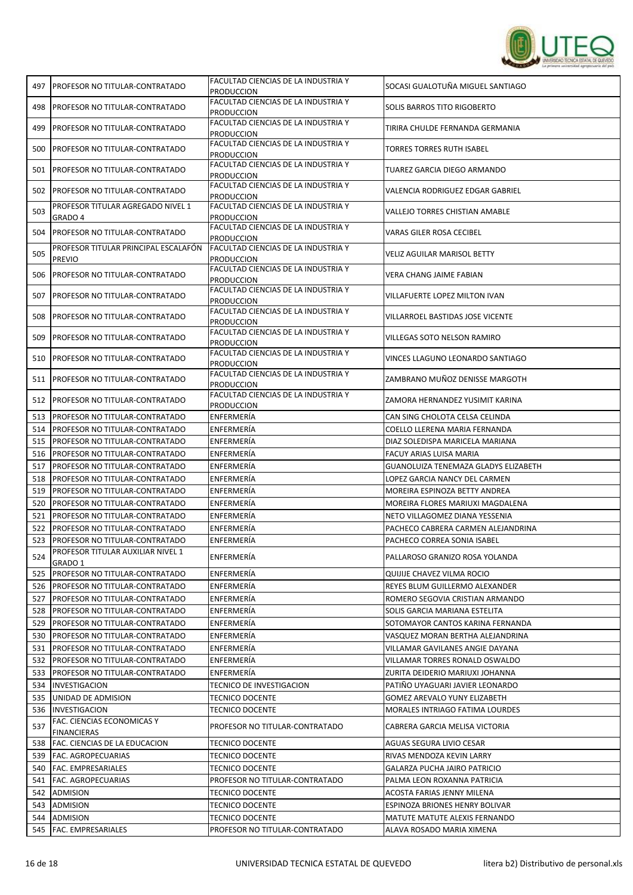| | | | |
|---|---|---|---|
| 497 | PROFESOR NO TITULAR-CONTRATADO | FACULTAD CIENCIAS DE LA INDUSTRIA Y PRODUCCION | SOCASI GUALOTUÑA MIGUEL SANTIAGO |
| 498 | PROFESOR NO TITULAR-CONTRATADO | FACULTAD CIENCIAS DE LA INDUSTRIA Y PRODUCCION | SOLIS BARROS TITO RIGOBERTO |
| 499 | PROFESOR NO TITULAR-CONTRATADO | FACULTAD CIENCIAS DE LA INDUSTRIA Y PRODUCCION | TIRIRA CHULDE FERNANDA GERMANIA |
| 500 | PROFESOR NO TITULAR-CONTRATADO | FACULTAD CIENCIAS DE LA INDUSTRIA Y PRODUCCION | TORRES TORRES RUTH ISABEL |
| 501 | PROFESOR NO TITULAR-CONTRATADO | FACULTAD CIENCIAS DE LA INDUSTRIA Y PRODUCCION | TUAREZ GARCIA DIEGO ARMANDO |
| 502 | PROFESOR NO TITULAR-CONTRATADO | FACULTAD CIENCIAS DE LA INDUSTRIA Y PRODUCCION | VALENCIA RODRIGUEZ EDGAR GABRIEL |
| 503 | PROFESOR TITULAR AGREGADO NIVEL 1 GRADO 4 | FACULTAD CIENCIAS DE LA INDUSTRIA Y PRODUCCION | VALLEJO TORRES CHISTIAN AMABLE |
| 504 | PROFESOR NO TITULAR-CONTRATADO | FACULTAD CIENCIAS DE LA INDUSTRIA Y PRODUCCION | VARAS GILER ROSA CECIBEL |
| 505 | PROFESOR TITULAR PRINCIPAL ESCALAFÓN PREVIO | FACULTAD CIENCIAS DE LA INDUSTRIA Y PRODUCCION | VELIZ AGUILAR MARISOL BETTY |
| 506 | PROFESOR NO TITULAR-CONTRATADO | FACULTAD CIENCIAS DE LA INDUSTRIA Y PRODUCCION | VERA CHANG JAIME FABIAN |
| 507 | PROFESOR NO TITULAR-CONTRATADO | FACULTAD CIENCIAS DE LA INDUSTRIA Y PRODUCCION | VILLAFUERTE LOPEZ MILTON IVAN |
| 508 | PROFESOR NO TITULAR-CONTRATADO | FACULTAD CIENCIAS DE LA INDUSTRIA Y PRODUCCION | VILLARROEL BASTIDAS JOSE VICENTE |
| 509 | PROFESOR NO TITULAR-CONTRATADO | FACULTAD CIENCIAS DE LA INDUSTRIA Y PRODUCCION | VILLEGAS SOTO NELSON RAMIRO |
| 510 | PROFESOR NO TITULAR-CONTRATADO | FACULTAD CIENCIAS DE LA INDUSTRIA Y PRODUCCION | VINCES LLAGUNO LEONARDO SANTIAGO |
| 511 | PROFESOR NO TITULAR-CONTRATADO | FACULTAD CIENCIAS DE LA INDUSTRIA Y PRODUCCION | ZAMBRANO MUÑOZ DENISSE MARGOTH |
| 512 | PROFESOR NO TITULAR-CONTRATADO | FACULTAD CIENCIAS DE LA INDUSTRIA Y PRODUCCION | ZAMORA HERNANDEZ YUSIMIT KARINA |
| 513 | PROFESOR NO TITULAR-CONTRATADO | ENFERMERÍA | CAN SING CHOLOTA CELSA CELINDA |
| 514 | PROFESOR NO TITULAR-CONTRATADO | ENFERMERÍA | COELLO LLERENA MARIA FERNANDA |
| 515 | PROFESOR NO TITULAR-CONTRATADO | ENFERMERÍA | DIAZ SOLEDISPA MARICELA MARIANA |
| 516 | PROFESOR NO TITULAR-CONTRATADO | ENFERMERÍA | FACUY ARIAS LUISA MARIA |
| 517 | PROFESOR NO TITULAR-CONTRATADO | ENFERMERÍA | GUANOLUIZA TENEMAZA GLADYS ELIZABETH |
| 518 | PROFESOR NO TITULAR-CONTRATADO | ENFERMERÍA | LOPEZ GARCIA NANCY DEL CARMEN |
| 519 | PROFESOR NO TITULAR-CONTRATADO | ENFERMERÍA | MOREIRA ESPINOZA BETTY ANDREA |
| 520 | PROFESOR NO TITULAR-CONTRATADO | ENFERMERÍA | MOREIRA FLORES MARIUXI MAGDALENA |
| 521 | PROFESOR NO TITULAR-CONTRATADO | ENFERMERÍA | NETO VILLAGOMEZ DIANA YESSENIA |
| 522 | PROFESOR NO TITULAR-CONTRATADO | ENFERMERÍA | PACHECO CABRERA CARMEN ALEJANDRINA |
| 523 | PROFESOR NO TITULAR-CONTRATADO | ENFERMERÍA | PACHECO CORREA SONIA ISABEL |
| 524 | PROFESOR TITULAR AUXILIAR NIVEL 1 GRADO 1 | ENFERMERÍA | PALLAROSO GRANIZO ROSA YOLANDA |
| 525 | PROFESOR NO TITULAR-CONTRATADO | ENFERMERÍA | QUIJIJE CHAVEZ VILMA ROCIO |
| 526 | PROFESOR NO TITULAR-CONTRATADO | ENFERMERÍA | REYES BLUM GUILLERMO ALEXANDER |
| 527 | PROFESOR NO TITULAR-CONTRATADO | ENFERMERÍA | ROMERO SEGOVIA CRISTIAN ARMANDO |
| 528 | PROFESOR NO TITULAR-CONTRATADO | ENFERMERÍA | SOLIS GARCIA MARIANA ESTELITA |
| 529 | PROFESOR NO TITULAR-CONTRATADO | ENFERMERÍA | SOTOMAYOR CANTOS KARINA FERNANDA |
| 530 | PROFESOR NO TITULAR-CONTRATADO | ENFERMERÍA | VASQUEZ MORAN BERTHA ALEJANDRINA |
| 531 | PROFESOR NO TITULAR-CONTRATADO | ENFERMERÍA | VILLAMAR GAVILANES ANGIE DAYANA |
| 532 | PROFESOR NO TITULAR-CONTRATADO | ENFERMERÍA | VILLAMAR TORRES RONALD OSWALDO |
| 533 | PROFESOR NO TITULAR-CONTRATADO | ENFERMERÍA | ZURITA DEIDERIO MARIUXI JOHANNA |
| 534 | INVESTIGACION | TECNICO DE INVESTIGACION | PATIÑO UYAGUARI JAVIER LEONARDO |
| 535 | UNIDAD DE ADMISION | TECNICO DOCENTE | GOMEZ AREVALO YUNY ELIZABETH |
| 536 | INVESTIGACION | TECNICO DOCENTE | MORALES INTRIAGO FATIMA LOURDES |
| 537 | FAC. CIENCIAS ECONOMICAS Y FINANCIERAS | PROFESOR NO TITULAR-CONTRATADO | CABRERA GARCIA MELISA VICTORIA |
| 538 | FAC. CIENCIAS DE LA EDUCACION | TECNICO DOCENTE | AGUAS SEGURA LIVIO CESAR |
| 539 | FAC. AGROPECUARIAS | TECNICO DOCENTE | RIVAS MENDOZA KEVIN LARRY |
| 540 | FAC. EMPRESARIALES | TECNICO DOCENTE | GALARZA PUCHA JAIRO PATRICIO |
| 541 | FAC. AGROPECUARIAS | PROFESOR NO TITULAR-CONTRATADO | PALMA LEON ROXANNA PATRICIA |
| 542 | ADMISION | TECNICO DOCENTE | ACOSTA FARIAS JENNY MILENA |
| 543 | ADMISION | TECNICO DOCENTE | ESPINOZA BRIONES HENRY BOLIVAR |
| 544 | ADMISION | TECNICO DOCENTE | MATUTE MATUTE ALEXIS FERNANDO |
| 545 | FAC. EMPRESARIALES | PROFESOR NO TITULAR-CONTRATADO | ALAVA ROSADO MARIA XIMENA |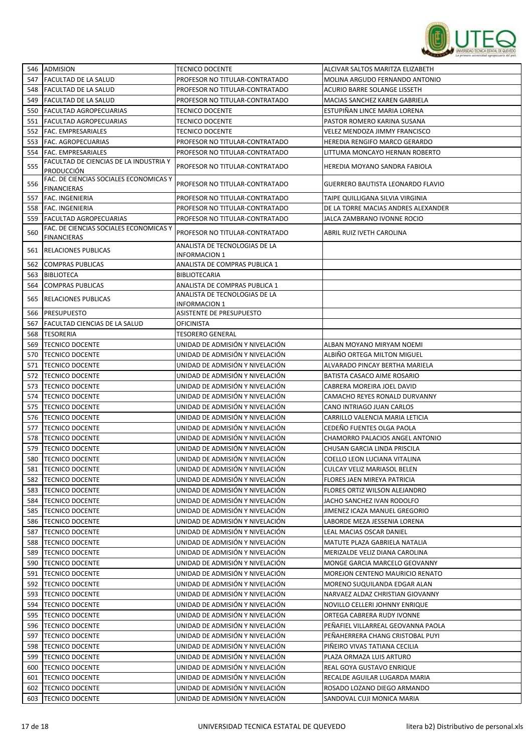| | | | |
|---|---|---|---|
| 546 | ADMISION | TECNICO DOCENTE | ALCIVAR SALTOS MARITZA ELIZABETH |
| 547 | FACULTAD DE LA SALUD | PROFESOR NO TITULAR-CONTRATADO | MOLINA ARGUDO FERNANDO ANTONIO |
| 548 | FACULTAD DE LA SALUD | PROFESOR NO TITULAR-CONTRATADO | ACURIO BARRE SOLANGE LISSETH |
| 549 | FACULTAD DE LA SALUD | PROFESOR NO TITULAR-CONTRATADO | MACIAS SANCHEZ KAREN GABRIELA |
| 550 | FACULTAD AGROPECUARIAS | TECNICO DOCENTE | ESTUPIÑAN LINCE MARIA LORENA |
| 551 | FACULTAD AGROPECUARIAS | TECNICO DOCENTE | PASTOR ROMERO KARINA SUSANA |
| 552 | FAC. EMPRESARIALES | TECNICO DOCENTE | VELEZ MENDOZA JIMMY FRANCISCO |
| 553 | FAC. AGROPECUARIAS | PROFESOR NO TITULAR-CONTRATADO | HEREDIA RENGIFO MARCO GERARDO |
| 554 | FAC. EMPRESARIALES | PROFESOR NO TITULAR-CONTRATADO | LITTUMA MONCAYO HERNAN ROBERTO |
| 555 | FACULTAD DE CIENCIAS DE LA INDUSTRIA Y PRODUCCIÓN | PROFESOR NO TITULAR-CONTRATADO | HEREDIA MOYANO SANDRA FABIOLA |
| 556 | FAC. DE CIENCIAS SOCIALES ECONOMICAS Y FINANCIERAS | PROFESOR NO TITULAR-CONTRATADO | GUERRERO BAUTISTA LEONARDO FLAVIO |
| 557 | FAC. INGENIERIA | PROFESOR NO TITULAR-CONTRATADO | TAIPE QUILLIGANA SILVIA VIRGINIA |
| 558 | FAC. INGENIERIA | PROFESOR NO TITULAR-CONTRATADO | DE LA TORRE MACIAS ANDRES ALEXANDER |
| 559 | FACULTAD AGROPECUARIAS | PROFESOR NO TITULAR-CONTRATADO | JALCA ZAMBRANO IVONNE ROCIO |
| 560 | FAC. DE CIENCIAS SOCIALES ECONOMICAS Y FINANCIERAS | PROFESOR NO TITULAR-CONTRATADO | ABRIL RUIZ IVETH CAROLINA |
| 561 | RELACIONES PUBLICAS | ANALISTA DE TECNOLOGIAS DE LA INFORMACION 1 | |
| 562 | COMPRAS PUBLICAS | ANALISTA DE COMPRAS PUBLICA 1 | |
| 563 | BIBLIOTECA | BIBLIOTECARIA | |
| 564 | COMPRAS PUBLICAS | ANALISTA DE COMPRAS PUBLICA 1 | |
| 565 | RELACIONES PUBLICAS | ANALISTA DE TECNOLOGIAS DE LA INFORMACION 1 | |
| 566 | PRESUPUESTO | ASISTENTE DE PRESUPUESTO | |
| 567 | FACULTAD CIENCIAS DE LA SALUD | OFICINISTA | |
| 568 | TESORERIA | TESORERO GENERAL | |
| 569 | TECNICO DOCENTE | UNIDAD DE ADMISIÓN Y NIVELACIÓN | ALBAN MOYANO MIRYAM NOEMI |
| 570 | TECNICO DOCENTE | UNIDAD DE ADMISIÓN Y NIVELACIÓN | ALBIÑO ORTEGA MILTON MIGUEL |
| 571 | TECNICO DOCENTE | UNIDAD DE ADMISIÓN Y NIVELACIÓN | ALVARADO PINCAY BERTHA MARIELA |
| 572 | TECNICO DOCENTE | UNIDAD DE ADMISIÓN Y NIVELACIÓN | BATISTA CASACO AIME ROSARIO |
| 573 | TECNICO DOCENTE | UNIDAD DE ADMISIÓN Y NIVELACIÓN | CABRERA MOREIRA JOEL DAVID |
| 574 | TECNICO DOCENTE | UNIDAD DE ADMISIÓN Y NIVELACIÓN | CAMACHO REYES RONALD DURVANNY |
| 575 | TECNICO DOCENTE | UNIDAD DE ADMISIÓN Y NIVELACIÓN | CANO INTRIAGO JUAN CARLOS |
| 576 | TECNICO DOCENTE | UNIDAD DE ADMISIÓN Y NIVELACIÓN | CARRILLO VALENCIA MARIA LETICIA |
| 577 | TECNICO DOCENTE | UNIDAD DE ADMISIÓN Y NIVELACIÓN | CEDEÑO FUENTES OLGA PAOLA |
| 578 | TECNICO DOCENTE | UNIDAD DE ADMISIÓN Y NIVELACIÓN | CHAMORRO PALACIOS ANGEL ANTONIO |
| 579 | TECNICO DOCENTE | UNIDAD DE ADMISIÓN Y NIVELACIÓN | CHUSAN GARCIA LINDA PRISCILA |
| 580 | TECNICO DOCENTE | UNIDAD DE ADMISIÓN Y NIVELACIÓN | COELLO LEON LUCIANA VITALINA |
| 581 | TECNICO DOCENTE | UNIDAD DE ADMISIÓN Y NIVELACIÓN | CULCAY VELIZ MARIASOL BELEN |
| 582 | TECNICO DOCENTE | UNIDAD DE ADMISIÓN Y NIVELACIÓN | FLORES JAEN MIREYA PATRICIA |
| 583 | TECNICO DOCENTE | UNIDAD DE ADMISIÓN Y NIVELACIÓN | FLORES ORTIZ WILSON ALEJANDRO |
| 584 | TECNICO DOCENTE | UNIDAD DE ADMISIÓN Y NIVELACIÓN | JACHO SANCHEZ IVAN RODOLFO |
| 585 | TECNICO DOCENTE | UNIDAD DE ADMISIÓN Y NIVELACIÓN | JIMENEZ ICAZA MANUEL GREGORIO |
| 586 | TECNICO DOCENTE | UNIDAD DE ADMISIÓN Y NIVELACIÓN | LABORDE MEZA JESSENIA LORENA |
| 587 | TECNICO DOCENTE | UNIDAD DE ADMISIÓN Y NIVELACIÓN | LEAL MACIAS OSCAR DANIEL |
| 588 | TECNICO DOCENTE | UNIDAD DE ADMISIÓN Y NIVELACIÓN | MATUTE PLAZA GABRIELA NATALIA |
| 589 | TECNICO DOCENTE | UNIDAD DE ADMISIÓN Y NIVELACIÓN | MERIZALDE VELIZ DIANA CAROLINA |
| 590 | TECNICO DOCENTE | UNIDAD DE ADMISIÓN Y NIVELACIÓN | MONGE GARCIA MARCELO GEOVANNY |
| 591 | TECNICO DOCENTE | UNIDAD DE ADMISIÓN Y NIVELACIÓN | MOREJON CENTENO MAURICIO RENATO |
| 592 | TECNICO DOCENTE | UNIDAD DE ADMISIÓN Y NIVELACIÓN | MORENO SUQUILANDA EDGAR ALAN |
| 593 | TECNICO DOCENTE | UNIDAD DE ADMISIÓN Y NIVELACIÓN | NARVAEZ ALDAZ CHRISTIAN GIOVANNY |
| 594 | TECNICO DOCENTE | UNIDAD DE ADMISIÓN Y NIVELACIÓN | NOVILLO CELLERI JOHNNY ENRIQUE |
| 595 | TECNICO DOCENTE | UNIDAD DE ADMISIÓN Y NIVELACIÓN | ORTEGA CABRERA RUDY IVONNE |
| 596 | TECNICO DOCENTE | UNIDAD DE ADMISIÓN Y NIVELACIÓN | PEÑAFIEL VILLARREAL GEOVANNA PAOLA |
| 597 | TECNICO DOCENTE | UNIDAD DE ADMISIÓN Y NIVELACIÓN | PEÑAHERRERA CHANG CRISTOBAL PUYI |
| 598 | TECNICO DOCENTE | UNIDAD DE ADMISIÓN Y NIVELACIÓN | PIÑEIRO VIVAS TATIANA CECILIA |
| 599 | TECNICO DOCENTE | UNIDAD DE ADMISIÓN Y NIVELACIÓN | PLAZA ORMAZA LUIS ARTURO |
| 600 | TECNICO DOCENTE | UNIDAD DE ADMISIÓN Y NIVELACIÓN | REAL GOYA GUSTAVO ENRIQUE |
| 601 | TECNICO DOCENTE | UNIDAD DE ADMISIÓN Y NIVELACIÓN | RECALDE AGUILAR LUGARDA MARIA |
| 602 | TECNICO DOCENTE | UNIDAD DE ADMISIÓN Y NIVELACIÓN | ROSADO LOZANO DIEGO ARMANDO |
| 603 | TECNICO DOCENTE | UNIDAD DE ADMISIÓN Y NIVELACIÓN | SANDOVAL CUJI MONICA MARIA |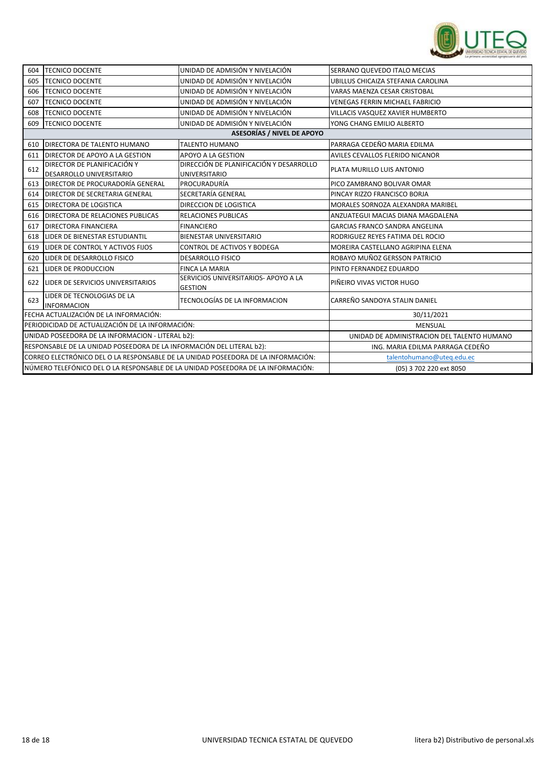| | | | |
|---|---|---|---|
| 604 | TECNICO DOCENTE | UNIDAD DE ADMISIÓN Y NIVELACIÓN | SERRANO QUEVEDO ITALO MECIAS |
| 605 | TECNICO DOCENTE | UNIDAD DE ADMISIÓN Y NIVELACIÓN | UBILLUS CHICAIZA STEFANIA CAROLINA |
| 606 | TECNICO DOCENTE | UNIDAD DE ADMISIÓN Y NIVELACIÓN | VARAS MAENZA CESAR CRISTOBAL |
| 607 | TECNICO DOCENTE | UNIDAD DE ADMISIÓN Y NIVELACIÓN | VENEGAS FERRIN MICHAEL FABRICIO |
| 608 | TECNICO DOCENTE | UNIDAD DE ADMISIÓN Y NIVELACIÓN | VILLACIS VASQUEZ XAVIER HUMBERTO |
| 609 | TECNICO DOCENTE | UNIDAD DE ADMISIÓN Y NIVELACIÓN | YONG CHANG EMILIO ALBERTO |
| **ASESORÍAS / NIVEL DE APOYO** | | | |
| 610 | DIRECTORA DE TALENTO HUMANO | TALENTO HUMANO | PARRAGA CEDEÑO MARIA EDILMA |
| 611 | DIRECTOR DE APOYO A LA GESTION | APOYO A LA GESTION | AVILES CEVALLOS FLERIDO NICANOR |
| 612 | DIRECTOR DE PLANIFICACIÓN Y DESARROLLO UNIVERSITARIO | DIRECCIÓN DE PLANIFICACIÓN Y DESARROLLO UNIVERSITARIO | PLATA MURILLO LUIS ANTONIO |
| 613 | DIRECTOR DE PROCURADORÍA GENERAL | PROCURADURÍA | PICO ZAMBRANO BOLIVAR OMAR |
| 614 | DIRECTOR DE SECRETARIA GENERAL | SECRETARÍA GENERAL | PINCAY RIZZO FRANCISCO BORJA |
| 615 | DIRECTORA DE LOGISTICA | DIRECCION DE LOGISTICA | MORALES SORNOZA ALEXANDRA MARIBEL |
| 616 | DIRECTORA DE RELACIONES PUBLICAS | RELACIONES PUBLICAS | ANZUATEGUI MACIAS DIANA MAGDALENA |
| 617 | DIRECTORA FINANCIERA | FINANCIERO | GARCIAS FRANCO SANDRA ANGELINA |
| 618 | LIDER DE BIENESTAR ESTUDIANTIL | BIENESTAR UNIVERSITARIO | RODRIGUEZ REYES FATIMA DEL ROCIO |
| 619 | LIDER DE CONTROL Y ACTIVOS FIJOS | CONTROL DE ACTIVOS Y BODEGA | MOREIRA CASTELLANO AGRIPINA ELENA |
| 620 | LIDER DE DESARROLLO FISICO | DESARROLLO FISICO | ROBAYO MUÑOZ GERSSON PATRICIO |
| 621 | LIDER DE PRODUCCION | FINCA LA MARIA | PINTO FERNANDEZ EDUARDO |
| 622 | LIDER DE SERVICIOS UNIVERSITARIOS | SERVICIOS UNIVERSITARIOS- APOYO A LA GESTION | PIÑEIRO VIVAS VICTOR HUGO |
| 623 | LIDER DE TECNOLOGIAS DE LA INFORMACION | TECNOLOGÍAS DE LA INFORMACION | CARREÑO SANDOYA STALIN DANIEL |
| FECHA ACTUALIZACIÓN DE LA INFORMACIÓN: | | | 30/11/2021 |
| PERIODICIDAD DE ACTUALIZACIÓN DE LA INFORMACIÓN: | | | MENSUAL |
| UNIDAD POSEEDORA DE LA INFORMACION - LITERAL b2): | | | UNIDAD DE ADMINISTRACION DEL TALENTO HUMANO |
| RESPONSABLE DE LA UNIDAD POSEEDORA DE LA INFORMACIÓN DEL LITERAL b2): | | | ING. MARIA EDILMA PARRAGA CEDEÑO |
| CORREO ELECTRÓNICO DEL O LA RESPONSABLE DE LA UNIDAD POSEEDORA DE LA INFORMACIÓN: | | | talentohumano@uteq.edu.ec |
| NÚMERO TELEFÓNICO DEL O LA RESPONSABLE DE LA UNIDAD POSEEDORA DE LA INFORMACIÓN: | | | (05) 3 702 220 ext 8050 |